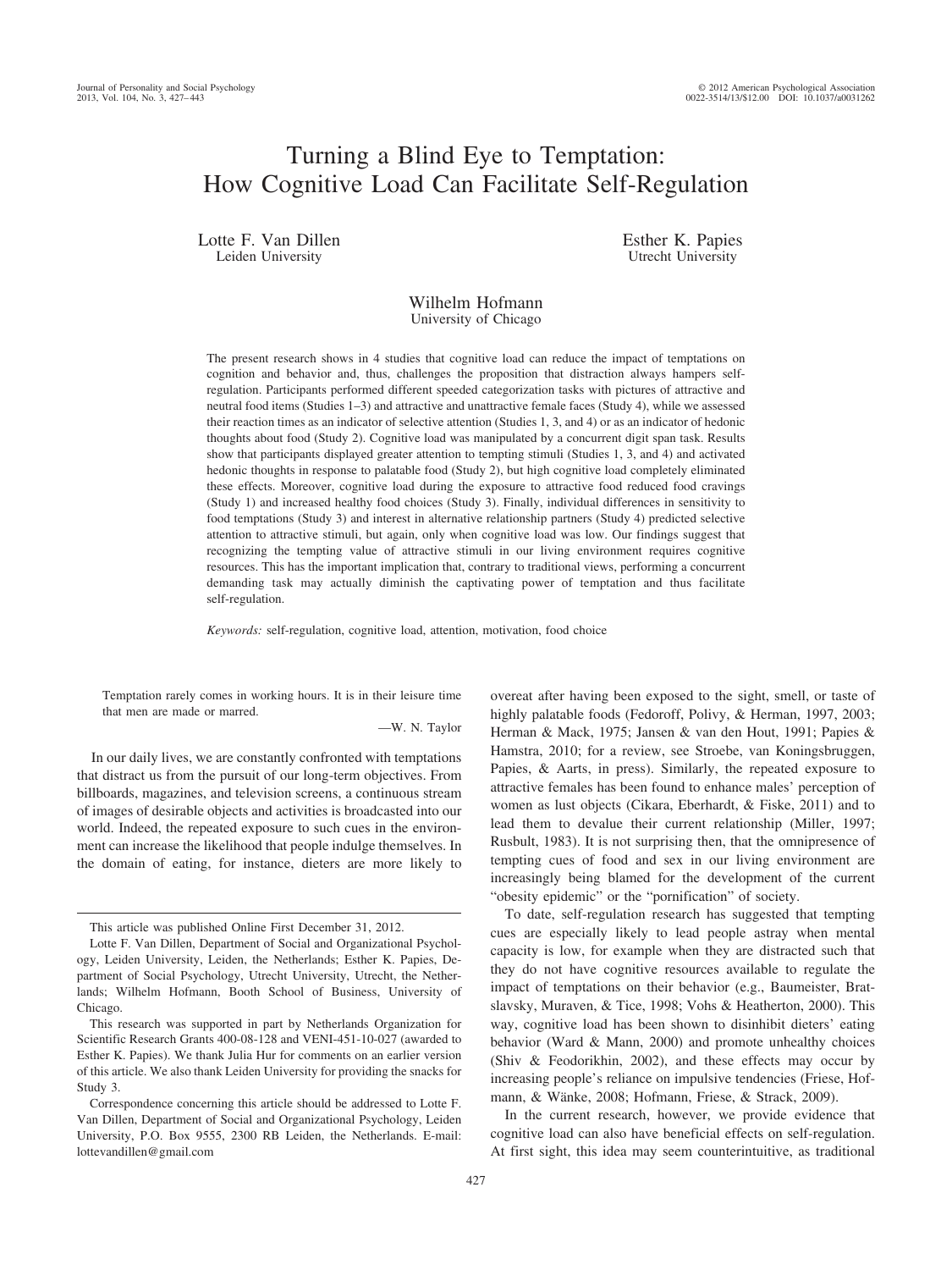# Turning a Blind Eye to Temptation: How Cognitive Load Can Facilitate Self-Regulation

Lotte F. Van Dillen
Leiden University

Esther K. Papies
Utrecht University

Wilhelm Hofmann
University of Chicago

The present research shows in 4 studies that cognitive load can reduce the impact of temptations on cognition and behavior and, thus, challenges the proposition that distraction always hampers self-regulation. Participants performed different speeded categorization tasks with pictures of attractive and neutral food items (Studies 1–3) and attractive and unattractive female faces (Study 4), while we assessed their reaction times as an indicator of selective attention (Studies 1, 3, and 4) or as an indicator of hedonic thoughts about food (Study 2). Cognitive load was manipulated by a concurrent digit span task. Results show that participants displayed greater attention to tempting stimuli (Studies 1, 3, and 4) and activated hedonic thoughts in response to palatable food (Study 2), but high cognitive load completely eliminated these effects. Moreover, cognitive load during the exposure to attractive food reduced food cravings (Study 1) and increased healthy food choices (Study 3). Finally, individual differences in sensitivity to food temptations (Study 3) and interest in alternative relationship partners (Study 4) predicted selective attention to attractive stimuli, but again, only when cognitive load was low. Our findings suggest that recognizing the tempting value of attractive stimuli in our living environment requires cognitive resources. This has the important implication that, contrary to traditional views, performing a concurrent demanding task may actually diminish the captivating power of temptation and thus facilitate self-regulation.

*Keywords:* self-regulation, cognitive load, attention, motivation, food choice

> Temptation rarely comes in working hours. It is in their leisure time that men are made or marred.
>
> —W. N. Taylor

In our daily lives, we are constantly confronted with temptations that distract us from the pursuit of our long-term objectives. From billboards, magazines, and television screens, a continuous stream of images of desirable objects and activities is broadcasted into our world. Indeed, the repeated exposure to such cues in the environment can increase the likelihood that people indulge themselves. In the domain of eating, for instance, dieters are more likely to overeat after having been exposed to the sight, smell, or taste of highly palatable foods (Fedoroff, Polivy, & Herman, 1997, 2003; Herman & Mack, 1975; Jansen & van den Hout, 1991; Papies & Hamstra, 2010; for a review, see Stroebe, van Koningsbruggen, Papies, & Aarts, in press). Similarly, the repeated exposure to attractive females has been found to enhance males' perception of women as lust objects (Cikara, Eberhardt, & Fiske, 2011) and to lead them to devalue their current relationship (Miller, 1997; Rusbult, 1983). It is not surprising then, that the omnipresence of tempting cues of food and sex in our living environment are increasingly being blamed for the development of the current "obesity epidemic" or the "pornification" of society.

To date, self-regulation research has suggested that tempting cues are especially likely to lead people astray when mental capacity is low, for example when they are distracted such that they do not have cognitive resources available to regulate the impact of temptations on their behavior (e.g., Baumeister, Bratslavsky, Muraven, & Tice, 1998; Vohs & Heatherton, 2000). This way, cognitive load has been shown to disinhibit dieters' eating behavior (Ward & Mann, 2000) and promote unhealthy choices (Shiv & Feodorikhin, 2002), and these effects may occur by increasing people's reliance on impulsive tendencies (Friese, Hofmann, & Wänke, 2008; Hofmann, Friese, & Strack, 2009).

In the current research, however, we provide evidence that cognitive load can also have beneficial effects on self-regulation. At first sight, this idea may seem counterintuitive, as traditional

---

This article was published Online First December 31, 2012.

Lotte F. Van Dillen, Department of Social and Organizational Psychology, Leiden University, Leiden, the Netherlands; Esther K. Papies, Department of Social Psychology, Utrecht University, Utrecht, the Netherlands; Wilhelm Hofmann, Booth School of Business, University of Chicago.

This research was supported in part by Netherlands Organization for Scientific Research Grants 400-08-128 and VENI-451-10-027 (awarded to Esther K. Papies). We thank Julia Hur for comments on an earlier version of this article. We also thank Leiden University for providing the snacks for Study 3.

Correspondence concerning this article should be addressed to Lotte F. Van Dillen, Department of Social and Organizational Psychology, Leiden University, P.O. Box 9555, 2300 RB Leiden, the Netherlands. E-mail: lottevandillen@gmail.com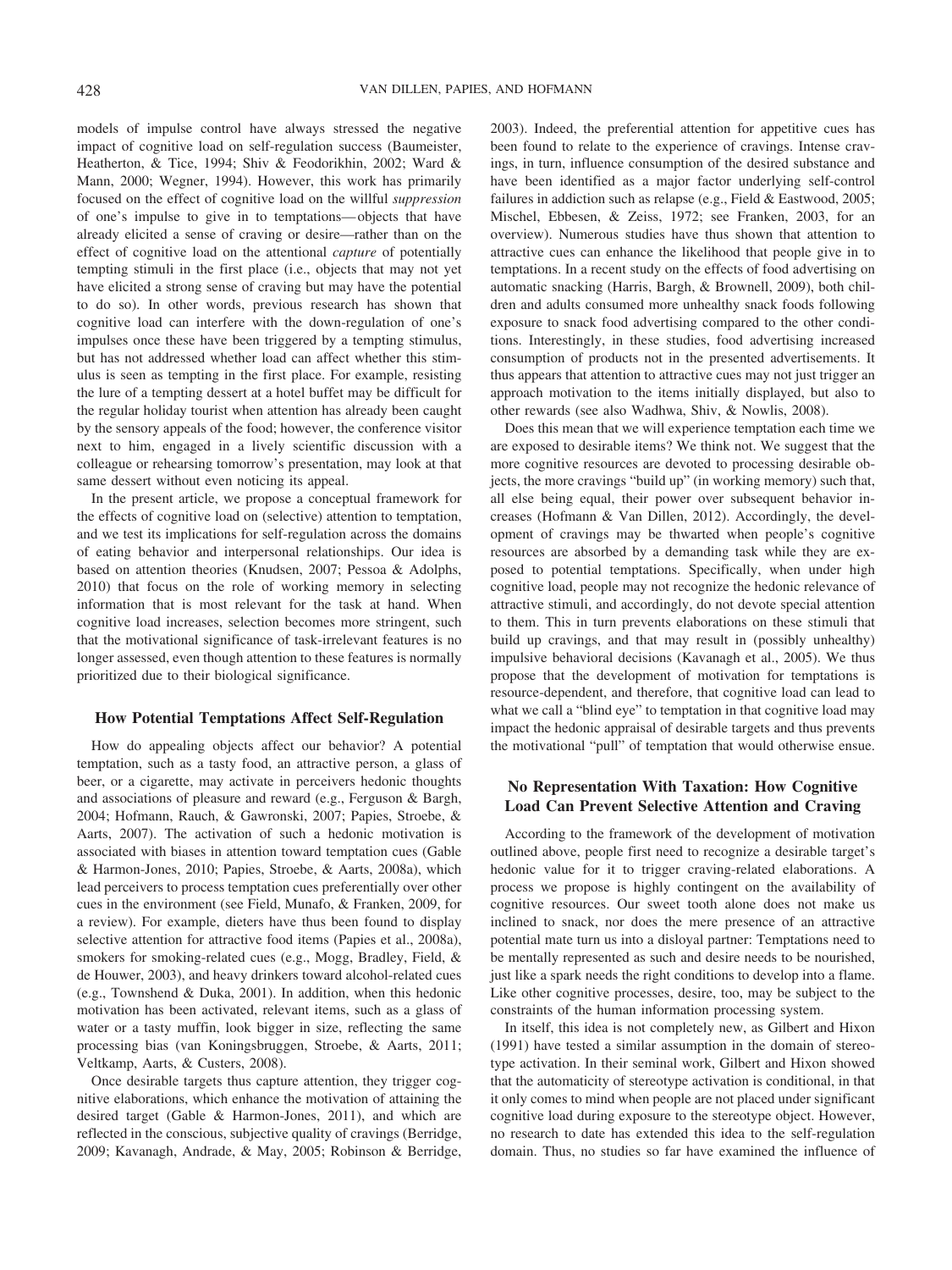models of impulse control have always stressed the negative impact of cognitive load on self-regulation success (Baumeister, Heatherton, & Tice, 1994; Shiv & Feodorikhin, 2002; Ward & Mann, 2000; Wegner, 1994). However, this work has primarily focused on the effect of cognitive load on the willful *suppression* of one's impulse to give in to temptations—objects that have already elicited a sense of craving or desire—rather than on the effect of cognitive load on the attentional *capture* of potentially tempting stimuli in the first place (i.e., objects that may not yet have elicited a strong sense of craving but may have the potential to do so). In other words, previous research has shown that cognitive load can interfere with the down-regulation of one's impulses once these have been triggered by a tempting stimulus, but has not addressed whether load can affect whether this stimulus is seen as tempting in the first place. For example, resisting the lure of a tempting dessert at a hotel buffet may be difficult for the regular holiday tourist when attention has already been caught by the sensory appeals of the food; however, the conference visitor next to him, engaged in a lively scientific discussion with a colleague or rehearsing tomorrow's presentation, may look at that same dessert without even noticing its appeal.

In the present article, we propose a conceptual framework for the effects of cognitive load on (selective) attention to temptation, and we test its implications for self-regulation across the domains of eating behavior and interpersonal relationships. Our idea is based on attention theories (Knudsen, 2007; Pessoa & Adolphs, 2010) that focus on the role of working memory in selecting information that is most relevant for the task at hand. When cognitive load increases, selection becomes more stringent, such that the motivational significance of task-irrelevant features is no longer assessed, even though attention to these features is normally prioritized due to their biological significance.

## How Potential Temptations Affect Self-Regulation

How do appealing objects affect our behavior? A potential temptation, such as a tasty food, an attractive person, a glass of beer, or a cigarette, may activate in perceivers hedonic thoughts and associations of pleasure and reward (e.g., Ferguson & Bargh, 2004; Hofmann, Rauch, & Gawronski, 2007; Papies, Stroebe, & Aarts, 2007). The activation of such a hedonic motivation is associated with biases in attention toward temptation cues (Gable & Harmon-Jones, 2010; Papies, Stroebe, & Aarts, 2008a), which lead perceivers to process temptation cues preferentially over other cues in the environment (see Field, Munafo, & Franken, 2009, for a review). For example, dieters have thus been found to display selective attention for attractive food items (Papies et al., 2008a), smokers for smoking-related cues (e.g., Mogg, Bradley, Field, & de Houwer, 2003), and heavy drinkers toward alcohol-related cues (e.g., Townshend & Duka, 2001). In addition, when this hedonic motivation has been activated, relevant items, such as a glass of water or a tasty muffin, look bigger in size, reflecting the same processing bias (van Koningsbruggen, Stroebe, & Aarts, 2011; Veltkamp, Aarts, & Custers, 2008).

Once desirable targets thus capture attention, they trigger cognitive elaborations, which enhance the motivation of attaining the desired target (Gable & Harmon-Jones, 2011), and which are reflected in the conscious, subjective quality of cravings (Berridge, 2009; Kavanagh, Andrade, & May, 2005; Robinson & Berridge, 2003). Indeed, the preferential attention for appetitive cues has been found to relate to the experience of cravings. Intense cravings, in turn, influence consumption of the desired substance and have been identified as a major factor underlying self-control failures in addiction such as relapse (e.g., Field & Eastwood, 2005; Mischel, Ebbesen, & Zeiss, 1972; see Franken, 2003, for an overview). Numerous studies have thus shown that attention to attractive cues can enhance the likelihood that people give in to temptations. In a recent study on the effects of food advertising on automatic snacking (Harris, Bargh, & Brownell, 2009), both children and adults consumed more unhealthy snack foods following exposure to snack food advertising compared to the other conditions. Interestingly, in these studies, food advertising increased consumption of products not in the presented advertisements. It thus appears that attention to attractive cues may not just trigger an approach motivation to the items initially displayed, but also to other rewards (see also Wadhwa, Shiv, & Nowlis, 2008).

Does this mean that we will experience temptation each time we are exposed to desirable items? We think not. We suggest that the more cognitive resources are devoted to processing desirable objects, the more cravings "build up" (in working memory) such that, all else being equal, their power over subsequent behavior increases (Hofmann & Van Dillen, 2012). Accordingly, the development of cravings may be thwarted when people's cognitive resources are absorbed by a demanding task while they are exposed to potential temptations. Specifically, when under high cognitive load, people may not recognize the hedonic relevance of attractive stimuli, and accordingly, do not devote special attention to them. This in turn prevents elaborations on these stimuli that build up cravings, and that may result in (possibly unhealthy) impulsive behavioral decisions (Kavanagh et al., 2005). We thus propose that the development of motivation for temptations is resource-dependent, and therefore, that cognitive load can lead to what we call a "blind eye" to temptation in that cognitive load may impact the hedonic appraisal of desirable targets and thus prevents the motivational "pull" of temptation that would otherwise ensue.

## No Representation With Taxation: How Cognitive Load Can Prevent Selective Attention and Craving

According to the framework of the development of motivation outlined above, people first need to recognize a desirable target's hedonic value for it to trigger craving-related elaborations. A process we propose is highly contingent on the availability of cognitive resources. Our sweet tooth alone does not make us inclined to snack, nor does the mere presence of an attractive potential mate turn us into a disloyal partner: Temptations need to be mentally represented as such and desire needs to be nourished, just like a spark needs the right conditions to develop into a flame. Like other cognitive processes, desire, too, may be subject to the constraints of the human information processing system.

In itself, this idea is not completely new, as Gilbert and Hixon (1991) have tested a similar assumption in the domain of stereotype activation. In their seminal work, Gilbert and Hixon showed that the automaticity of stereotype activation is conditional, in that it only comes to mind when people are not placed under significant cognitive load during exposure to the stereotype object. However, no research to date has extended this idea to the self-regulation domain. Thus, no studies so far have examined the influence of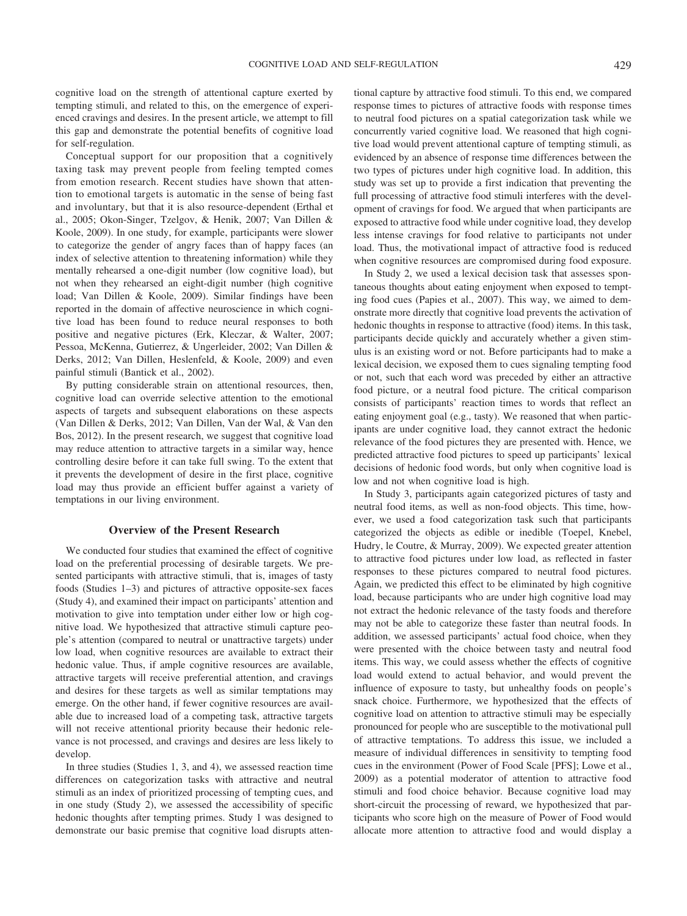cognitive load on the strength of attentional capture exerted by tempting stimuli, and related to this, on the emergence of experienced cravings and desires. In the present article, we attempt to fill this gap and demonstrate the potential benefits of cognitive load for self-regulation.

Conceptual support for our proposition that a cognitively taxing task may prevent people from feeling tempted comes from emotion research. Recent studies have shown that attention to emotional targets is automatic in the sense of being fast and involuntary, but that it is also resource-dependent (Erthal et al., 2005; Okon-Singer, Tzelgov, & Henik, 2007; Van Dillen & Koole, 2009). In one study, for example, participants were slower to categorize the gender of angry faces than of happy faces (an index of selective attention to threatening information) while they mentally rehearsed a one-digit number (low cognitive load), but not when they rehearsed an eight-digit number (high cognitive load; Van Dillen & Koole, 2009). Similar findings have been reported in the domain of affective neuroscience in which cognitive load has been found to reduce neural responses to both positive and negative pictures (Erk, Kleczar, & Walter, 2007; Pessoa, McKenna, Gutierrez, & Ungerleider, 2002; Van Dillen & Derks, 2012; Van Dillen, Heslenfeld, & Koole, 2009) and even painful stimuli (Bantick et al., 2002).

By putting considerable strain on attentional resources, then, cognitive load can override selective attention to the emotional aspects of targets and subsequent elaborations on these aspects (Van Dillen & Derks, 2012; Van Dillen, Van der Wal, & Van den Bos, 2012). In the present research, we suggest that cognitive load may reduce attention to attractive targets in a similar way, hence controlling desire before it can take full swing. To the extent that it prevents the development of desire in the first place, cognitive load may thus provide an efficient buffer against a variety of temptations in our living environment.

## Overview of the Present Research

We conducted four studies that examined the effect of cognitive load on the preferential processing of desirable targets. We presented participants with attractive stimuli, that is, images of tasty foods (Studies 1–3) and pictures of attractive opposite-sex faces (Study 4), and examined their impact on participants' attention and motivation to give into temptation under either low or high cognitive load. We hypothesized that attractive stimuli capture people's attention (compared to neutral or unattractive targets) under low load, when cognitive resources are available to extract their hedonic value. Thus, if ample cognitive resources are available, attractive targets will receive preferential attention, and cravings and desires for these targets as well as similar temptations may emerge. On the other hand, if fewer cognitive resources are available due to increased load of a competing task, attractive targets will not receive attentional priority because their hedonic relevance is not processed, and cravings and desires are less likely to develop.

In three studies (Studies 1, 3, and 4), we assessed reaction time differences on categorization tasks with attractive and neutral stimuli as an index of prioritized processing of tempting cues, and in one study (Study 2), we assessed the accessibility of specific hedonic thoughts after tempting primes. Study 1 was designed to demonstrate our basic premise that cognitive load disrupts attentional capture by attractive food stimuli. To this end, we compared response times to pictures of attractive foods with response times to neutral food pictures on a spatial categorization task while we concurrently varied cognitive load. We reasoned that high cognitive load would prevent attentional capture of tempting stimuli, as evidenced by an absence of response time differences between the two types of pictures under high cognitive load. In addition, this study was set up to provide a first indication that preventing the full processing of attractive food stimuli interferes with the development of cravings for food. We argued that when participants are exposed to attractive food while under cognitive load, they develop less intense cravings for food relative to participants not under load. Thus, the motivational impact of attractive food is reduced when cognitive resources are compromised during food exposure.

In Study 2, we used a lexical decision task that assesses spontaneous thoughts about eating enjoyment when exposed to tempting food cues (Papies et al., 2007). This way, we aimed to demonstrate more directly that cognitive load prevents the activation of hedonic thoughts in response to attractive (food) items. In this task, participants decide quickly and accurately whether a given stimulus is an existing word or not. Before participants had to make a lexical decision, we exposed them to cues signaling tempting food or not, such that each word was preceded by either an attractive food picture, or a neutral food picture. The critical comparison consists of participants' reaction times to words that reflect an eating enjoyment goal (e.g., tasty). We reasoned that when participants are under cognitive load, they cannot extract the hedonic relevance of the food pictures they are presented with. Hence, we predicted attractive food pictures to speed up participants' lexical decisions of hedonic food words, but only when cognitive load is low and not when cognitive load is high.

In Study 3, participants again categorized pictures of tasty and neutral food items, as well as non-food objects. This time, however, we used a food categorization task such that participants categorized the objects as edible or inedible (Toepel, Knebel, Hudry, le Coutre, & Murray, 2009). We expected greater attention to attractive food pictures under low load, as reflected in faster responses to these pictures compared to neutral food pictures. Again, we predicted this effect to be eliminated by high cognitive load, because participants who are under high cognitive load may not extract the hedonic relevance of the tasty foods and therefore may not be able to categorize these faster than neutral foods. In addition, we assessed participants' actual food choice, when they were presented with the choice between tasty and neutral food items. This way, we could assess whether the effects of cognitive load would extend to actual behavior, and would prevent the influence of exposure to tasty, but unhealthy foods on people's snack choice. Furthermore, we hypothesized that the effects of cognitive load on attention to attractive stimuli may be especially pronounced for people who are susceptible to the motivational pull of attractive temptations. To address this issue, we included a measure of individual differences in sensitivity to tempting food cues in the environment (Power of Food Scale [PFS]; Lowe et al., 2009) as a potential moderator of attention to attractive food stimuli and food choice behavior. Because cognitive load may short-circuit the processing of reward, we hypothesized that participants who score high on the measure of Power of Food would allocate more attention to attractive food and would display a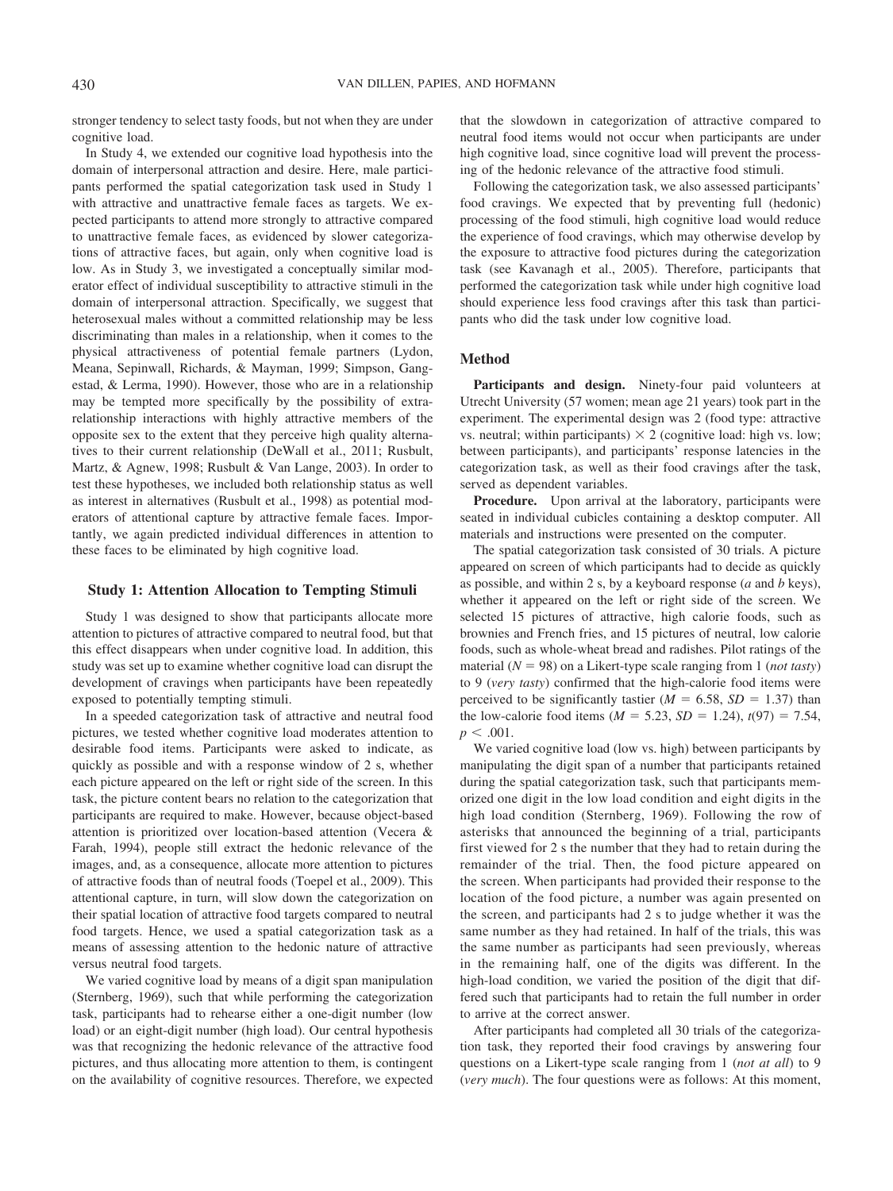stronger tendency to select tasty foods, but not when they are under cognitive load.

In Study 4, we extended our cognitive load hypothesis into the domain of interpersonal attraction and desire. Here, male participants performed the spatial categorization task used in Study 1 with attractive and unattractive female faces as targets. We expected participants to attend more strongly to attractive compared to unattractive female faces, as evidenced by slower categorizations of attractive faces, but again, only when cognitive load is low. As in Study 3, we investigated a conceptually similar moderator effect of individual susceptibility to attractive stimuli in the domain of interpersonal attraction. Specifically, we suggest that heterosexual males without a committed relationship may be less discriminating than males in a relationship, when it comes to the physical attractiveness of potential female partners (Lydon, Meana, Sepinwall, Richards, & Mayman, 1999; Simpson, Gangestad, & Lerma, 1990). However, those who are in a relationship may be tempted more specifically by the possibility of extra-relationship interactions with highly attractive members of the opposite sex to the extent that they perceive high quality alternatives to their current relationship (DeWall et al., 2011; Rusbult, Martz, & Agnew, 1998; Rusbult & Van Lange, 2003). In order to test these hypotheses, we included both relationship status as well as interest in alternatives (Rusbult et al., 1998) as potential moderators of attentional capture by attractive female faces. Importantly, we again predicted individual differences in attention to these faces to be eliminated by high cognitive load.

## Study 1: Attention Allocation to Tempting Stimuli

Study 1 was designed to show that participants allocate more attention to pictures of attractive compared to neutral food, but that this effect disappears when under cognitive load. In addition, this study was set up to examine whether cognitive load can disrupt the development of cravings when participants have been repeatedly exposed to potentially tempting stimuli.

In a speeded categorization task of attractive and neutral food pictures, we tested whether cognitive load moderates attention to desirable food items. Participants were asked to indicate, as quickly as possible and with a response window of 2 s, whether each picture appeared on the left or right side of the screen. In this task, the picture content bears no relation to the categorization that participants are required to make. However, because object-based attention is prioritized over location-based attention (Vecera & Farah, 1994), people still extract the hedonic relevance of the images, and, as a consequence, allocate more attention to pictures of attractive foods than of neutral foods (Toepel et al., 2009). This attentional capture, in turn, will slow down the categorization on their spatial location of attractive food targets compared to neutral food targets. Hence, we used a spatial categorization task as a means of assessing attention to the hedonic nature of attractive versus neutral food targets.

We varied cognitive load by means of a digit span manipulation (Sternberg, 1969), such that while performing the categorization task, participants had to rehearse either a one-digit number (low load) or an eight-digit number (high load). Our central hypothesis was that recognizing the hedonic relevance of the attractive food pictures, and thus allocating more attention to them, is contingent on the availability of cognitive resources. Therefore, we expected that the slowdown in categorization of attractive compared to neutral food items would not occur when participants are under high cognitive load, since cognitive load will prevent the processing of the hedonic relevance of the attractive food stimuli.

Following the categorization task, we also assessed participants' food cravings. We expected that by preventing full (hedonic) processing of the food stimuli, high cognitive load would reduce the experience of food cravings, which may otherwise develop by the exposure to attractive food pictures during the categorization task (see Kavanagh et al., 2005). Therefore, participants that performed the categorization task while under high cognitive load should experience less food cravings after this task than participants who did the task under low cognitive load.

### Method

**Participants and design.** Ninety-four paid volunteers at Utrecht University (57 women; mean age 21 years) took part in the experiment. The experimental design was 2 (food type: attractive vs. neutral; within participants) $\times$ 2 (cognitive load: high vs. low; between participants), and participants' response latencies in the categorization task, as well as their food cravings after the task, served as dependent variables.

**Procedure.** Upon arrival at the laboratory, participants were seated in individual cubicles containing a desktop computer. All materials and instructions were presented on the computer.

The spatial categorization task consisted of 30 trials. A picture appeared on screen of which participants had to decide as quickly as possible, and within 2 s, by a keyboard response (*a* and *b* keys), whether it appeared on the left or right side of the screen. We selected 15 pictures of attractive, high calorie foods, such as brownies and French fries, and 15 pictures of neutral, low calorie foods, such as whole-wheat bread and radishes. Pilot ratings of the material ($N = 98$) on a Likert-type scale ranging from 1 (*not tasty*) to 9 (*very tasty*) confirmed that the high-calorie food items were perceived to be significantly tastier ($M = 6.58$, $SD = 1.37$) than the low-calorie food items ($M = 5.23$, $SD = 1.24$), $t(97) = 7.54$, $p < .001$.

We varied cognitive load (low vs. high) between participants by manipulating the digit span of a number that participants retained during the spatial categorization task, such that participants memorized one digit in the low load condition and eight digits in the high load condition (Sternberg, 1969). Following the row of asterisks that announced the beginning of a trial, participants first viewed for 2 s the number that they had to retain during the remainder of the trial. Then, the food picture appeared on the screen. When participants had provided their response to the location of the food picture, a number was again presented on the screen, and participants had 2 s to judge whether it was the same number as they had retained. In half of the trials, this was the same number as participants had seen previously, whereas in the remaining half, one of the digits was different. In the high-load condition, we varied the position of the digit that differed such that participants had to retain the full number in order to arrive at the correct answer.

After participants had completed all 30 trials of the categorization task, they reported their food cravings by answering four questions on a Likert-type scale ranging from 1 (*not at all*) to 9 (*very much*). The four questions were as follows: At this moment,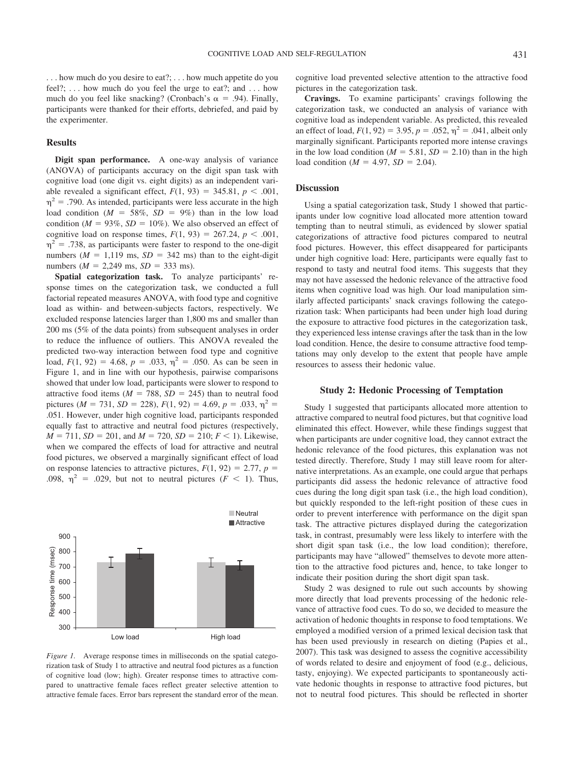. . . how much do you desire to eat?; . . . how much appetite do you feel?; . . . how much do you feel the urge to eat?; and . . . how much do you feel like snacking? (Cronbach's $\alpha = .94$). Finally, participants were thanked for their efforts, debriefed, and paid by the experimenter.

## Results

**Digit span performance.** A one-way analysis of variance (ANOVA) of participants accuracy on the digit span task with cognitive load (one digit vs. eight digits) as an independent variable revealed a significant effect, $F(1, 93) = 345.81$, $p < .001$, $\eta^2 = .790$. As intended, participants were less accurate in the high load condition ($M = 58\%$, $SD = 9\%$) than in the low load condition ($M = 93\%$, $SD = 10\%$). We also observed an effect of cognitive load on response times, $F(1, 93) = 267.24$, $p < .001$, $\eta^2 = .738$, as participants were faster to respond to the one-digit numbers ($M = 1{,}119$ ms, $SD = 342$ ms) than to the eight-digit numbers ($M = 2{,}249$ ms, $SD = 333$ ms).

**Spatial categorization task.** To analyze participants' response times on the categorization task, we conducted a full factorial repeated measures ANOVA, with food type and cognitive load as within- and between-subjects factors, respectively. We excluded response latencies larger than 1,800 ms and smaller than 200 ms (5% of the data points) from subsequent analyses in order to reduce the influence of outliers. This ANOVA revealed the predicted two-way interaction between food type and cognitive load, $F(1, 92) = 4.68$, $p = .033$, $\eta^2 = .050$. As can be seen in Figure 1, and in line with our hypothesis, pairwise comparisons showed that under low load, participants were slower to respond to attractive food items ($M = 788$, $SD = 245$) than to neutral food pictures ($M = 731$, $SD = 228$), $F(1, 92) = 4.69$, $p = .033$, $\eta^2 = .051$. However, under high cognitive load, participants responded equally fast to attractive and neutral food pictures (respectively, $M = 711$, $SD = 201$, and $M = 720$, $SD = 210$; $F < 1$). Likewise, when we compared the effects of load for attractive and neutral food pictures, we observed a marginally significant effect of load on response latencies to attractive pictures, $F(1, 92) = 2.77$, $p = .098$, $\eta^2 = .029$, but not to neutral pictures ($F < 1$). Thus, cognitive load prevented selective attention to the attractive food pictures in the categorization task.

Neutral
Attractive
900
800
700
600
500
400
300
Response time (msec)
Low load
High load

*Figure 1.* Average response times in milliseconds on the spatial categorization task of Study 1 to attractive and neutral food pictures as a function of cognitive load (low; high). Greater response times to attractive compared to unattractive female faces reflect greater selective attention to attractive female faces. Error bars represent the standard error of the mean.

**Cravings.** To examine participants' cravings following the categorization task, we conducted an analysis of variance with cognitive load as independent variable. As predicted, this revealed an effect of load, $F(1, 92) = 3.95$, $p = .052$, $\eta^2 = .041$, albeit only marginally significant. Participants reported more intense cravings in the low load condition ($M = 5.81$, $SD = 2.10$) than in the high load condition ($M = 4.97$, $SD = 2.04$).

## Discussion

Using a spatial categorization task, Study 1 showed that participants under low cognitive load allocated more attention toward tempting than to neutral stimuli, as evidenced by slower spatial categorizations of attractive food pictures compared to neutral food pictures. However, this effect disappeared for participants under high cognitive load: Here, participants were equally fast to respond to tasty and neutral food items. This suggests that they may not have assessed the hedonic relevance of the attractive food items when cognitive load was high. Our load manipulation similarly affected participants' snack cravings following the categorization task: When participants had been under high load during the exposure to attractive food pictures in the categorization task, they experienced less intense cravings after the task than in the low load condition. Hence, the desire to consume attractive food temptations may only develop to the extent that people have ample resources to assess their hedonic value.

## Study 2: Hedonic Processing of Temptation

Study 1 suggested that participants allocated more attention to attractive compared to neutral food pictures, but that cognitive load eliminated this effect. However, while these findings suggest that when participants are under cognitive load, they cannot extract the hedonic relevance of the food pictures, this explanation was not tested directly. Therefore, Study 1 may still leave room for alternative interpretations. As an example, one could argue that perhaps participants did assess the hedonic relevance of attractive food cues during the long digit span task (i.e., the high load condition), but quickly responded to the left-right position of these cues in order to prevent interference with performance on the digit span task. The attractive pictures displayed during the categorization task, in contrast, presumably were less likely to interfere with the short digit span task (i.e., the low load condition); therefore, participants may have "allowed" themselves to devote more attention to the attractive food pictures and, hence, to take longer to indicate their position during the short digit span task.

Study 2 was designed to rule out such accounts by showing more directly that load prevents processing of the hedonic relevance of attractive food cues. To do so, we decided to measure the activation of hedonic thoughts in response to food temptations. We employed a modified version of a primed lexical decision task that has been used previously in research on dieting (Papies et al., 2007). This task was designed to assess the cognitive accessibility of words related to desire and enjoyment of food (e.g., delicious, tasty, enjoying). We expected participants to spontaneously activate hedonic thoughts in response to attractive food pictures, but not to neutral food pictures. This should be reflected in shorter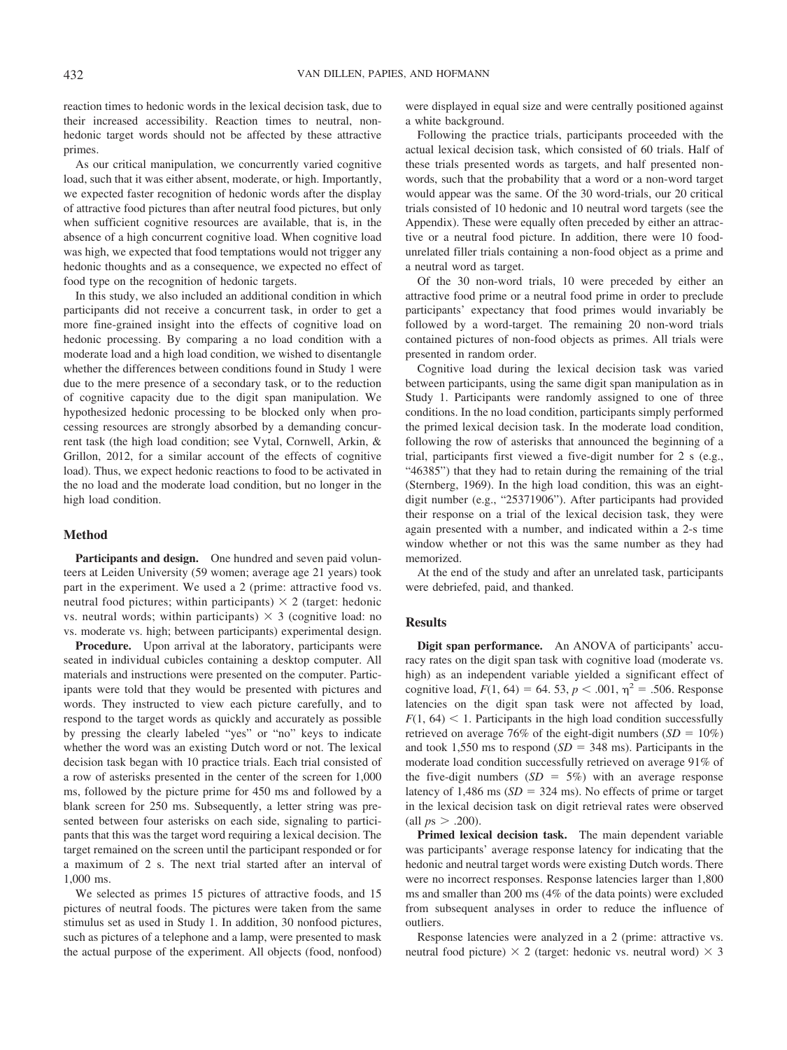reaction times to hedonic words in the lexical decision task, due to their increased accessibility. Reaction times to neutral, nonhedonic target words should not be affected by these attractive primes.

As our critical manipulation, we concurrently varied cognitive load, such that it was either absent, moderate, or high. Importantly, we expected faster recognition of hedonic words after the display of attractive food pictures than after neutral food pictures, but only when sufficient cognitive resources are available, that is, in the absence of a high concurrent cognitive load. When cognitive load was high, we expected that food temptations would not trigger any hedonic thoughts and as a consequence, we expected no effect of food type on the recognition of hedonic targets.

In this study, we also included an additional condition in which participants did not receive a concurrent task, in order to get a more fine-grained insight into the effects of cognitive load on hedonic processing. By comparing a no load condition with a moderate load and a high load condition, we wished to disentangle whether the differences between conditions found in Study 1 were due to the mere presence of a secondary task, or to the reduction of cognitive capacity due to the digit span manipulation. We hypothesized hedonic processing to be blocked only when processing resources are strongly absorbed by a demanding concurrent task (the high load condition; see Vytal, Cornwell, Arkin, & Grillon, 2012, for a similar account of the effects of cognitive load). Thus, we expect hedonic reactions to food to be activated in the no load and the moderate load condition, but no longer in the high load condition.

## Method

**Participants and design.** One hundred and seven paid volunteers at Leiden University (59 women; average age 21 years) took part in the experiment. We used a 2 (prime: attractive food vs. neutral food pictures; within participants) × 2 (target: hedonic vs. neutral words; within participants) × 3 (cognitive load: no vs. moderate vs. high; between participants) experimental design.

**Procedure.** Upon arrival at the laboratory, participants were seated in individual cubicles containing a desktop computer. All materials and instructions were presented on the computer. Participants were told that they would be presented with pictures and words. They instructed to view each picture carefully, and to respond to the target words as quickly and accurately as possible by pressing the clearly labeled "yes" or "no" keys to indicate whether the word was an existing Dutch word or not. The lexical decision task began with 10 practice trials. Each trial consisted of a row of asterisks presented in the center of the screen for 1,000 ms, followed by the picture prime for 450 ms and followed by a blank screen for 250 ms. Subsequently, a letter string was presented between four asterisks on each side, signaling to participants that this was the target word requiring a lexical decision. The target remained on the screen until the participant responded or for a maximum of 2 s. The next trial started after an interval of 1,000 ms.

We selected as primes 15 pictures of attractive foods, and 15 pictures of neutral foods. The pictures were taken from the same stimulus set as used in Study 1. In addition, 30 nonfood pictures, such as pictures of a telephone and a lamp, were presented to mask the actual purpose of the experiment. All objects (food, nonfood) were displayed in equal size and were centrally positioned against a white background.

Following the practice trials, participants proceeded with the actual lexical decision task, which consisted of 60 trials. Half of these trials presented words as targets, and half presented nonwords, such that the probability that a word or a non-word target would appear was the same. Of the 30 word-trials, our 20 critical trials consisted of 10 hedonic and 10 neutral word targets (see the Appendix). These were equally often preceded by either an attractive or a neutral food picture. In addition, there were 10 food-unrelated filler trials containing a non-food object as a prime and a neutral word as target.

Of the 30 non-word trials, 10 were preceded by either an attractive food prime or a neutral food prime in order to preclude participants' expectancy that food primes would invariably be followed by a word-target. The remaining 20 non-word trials contained pictures of non-food objects as primes. All trials were presented in random order.

Cognitive load during the lexical decision task was varied between participants, using the same digit span manipulation as in Study 1. Participants were randomly assigned to one of three conditions. In the no load condition, participants simply performed the primed lexical decision task. In the moderate load condition, following the row of asterisks that announced the beginning of a trial, participants first viewed a five-digit number for 2 s (e.g., "46385") that they had to retain during the remaining of the trial (Sternberg, 1969). In the high load condition, this was an eight-digit number (e.g., "25371906"). After participants had provided their response on a trial of the lexical decision task, they were again presented with a number, and indicated within a 2-s time window whether or not this was the same number as they had memorized.

At the end of the study and after an unrelated task, participants were debriefed, paid, and thanked.

## Results

**Digit span performance.** An ANOVA of participants' accuracy rates on the digit span task with cognitive load (moderate vs. high) as an independent variable yielded a significant effect of cognitive load, $F(1, 64) = 64.53$, $p < .001$, $\eta^2 = .506$. Response latencies on the digit span task were not affected by load, $F(1, 64) < 1$. Participants in the high load condition successfully retrieved on average 76% of the eight-digit numbers ($SD = 10\%$) and took 1,550 ms to respond ($SD = 348$ ms). Participants in the moderate load condition successfully retrieved on average 91% of the five-digit numbers ($SD = 5\%$) with an average response latency of 1,486 ms ($SD = 324$ ms). No effects of prime or target in the lexical decision task on digit retrieval rates were observed (all $ps > .200$).

**Primed lexical decision task.** The main dependent variable was participants' average response latency for indicating that the hedonic and neutral target words were existing Dutch words. There were no incorrect responses. Response latencies larger than 1,800 ms and smaller than 200 ms (4% of the data points) were excluded from subsequent analyses in order to reduce the influence of outliers.

Response latencies were analyzed in a 2 (prime: attractive vs. neutral food picture) × 2 (target: hedonic vs. neutral word) × 3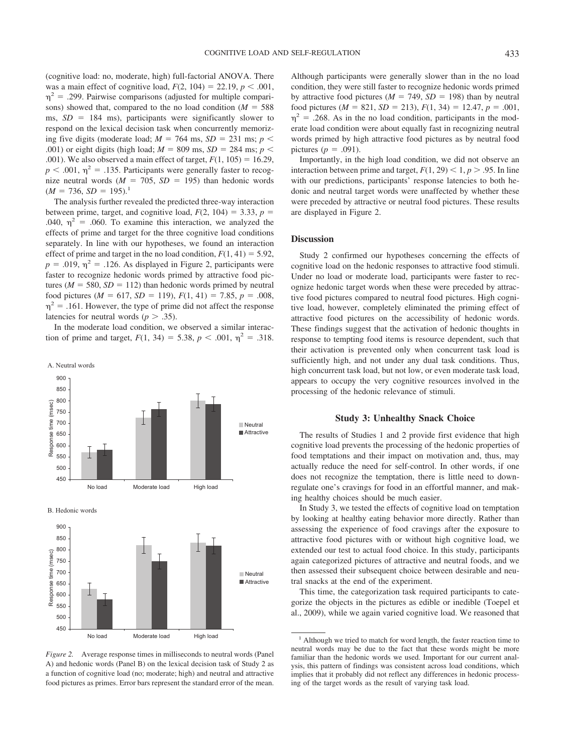(cognitive load: no, moderate, high) full-factorial ANOVA. There was a main effect of cognitive load, $F(2, 104) = 22.19$, $p < .001$, $\eta^2 = .299$. Pairwise comparisons (adjusted for multiple comparisons) showed that, compared to the no load condition ($M = 588$ ms, $SD = 184$ ms), participants were significantly slower to respond on the lexical decision task when concurrently memorizing five digits (moderate load; $M = 764$ ms, $SD = 231$ ms; $p < .001$) or eight digits (high load; $M = 809$ ms, $SD = 284$ ms; $p < .001$). We also observed a main effect of target, $F(1, 105) = 16.29$, $p < .001$, $\eta^2 = .135$. Participants were generally faster to recognize neutral words ($M = 705$, $SD = 195$) than hedonic words ($M = 736$, $SD = 195$).[1]

The analysis further revealed the predicted three-way interaction between prime, target, and cognitive load, $F(2, 104) = 3.33$, $p = .040$, $\eta^2 = .060$. To examine this interaction, we analyzed the effects of prime and target for the three cognitive load conditions separately. In line with our hypotheses, we found an interaction effect of prime and target in the no load condition, $F(1, 41) = 5.92$, $p = .019$, $\eta^2 = .126$. As displayed in Figure 2, participants were faster to recognize hedonic words primed by attractive food pictures ($M = 580$, $SD = 112$) than hedonic words primed by neutral food pictures ($M = 617$, $SD = 119$), $F(1, 41) = 7.85$, $p = .008$, $\eta^2 = .161$. However, the type of prime did not affect the response latencies for neutral words ($p > .35$).

In the moderate load condition, we observed a similar interaction of prime and target, $F(1, 34) = 5.38$, $p < .001$, $\eta^2 = .318$.

A. Neutral words

Response time (msec)

900
850
800
750
700
650
600
550
500
450

No load
Moderate load
High load

Neutral
Attractive

B. Hedonic words

Response time (msec)

900
850
800
750
700
650
600
550
500
450

No load
Moderate load
High load

Neutral
Attractive

*Figure 2.* Average response times in milliseconds to neutral words (Panel A) and hedonic words (Panel B) on the lexical decision task of Study 2 as a function of cognitive load (no; moderate; high) and neutral and attractive food pictures as primes. Error bars represent the standard error of the mean.

Although participants were generally slower than in the no load condition, they were still faster to recognize hedonic words primed by attractive food pictures ($M = 749$, $SD = 198$) than by neutral food pictures ($M = 821$, $SD = 213$), $F(1, 34) = 12.47$, $p = .001$, $\eta^2 = .268$. As in the no load condition, participants in the moderate load condition were about equally fast in recognizing neutral words primed by high attractive food pictures as by neutral food pictures ($p = .091$).

Importantly, in the high load condition, we did not observe an interaction between prime and target, $F(1, 29) < 1$, $p > .95$. In line with our predictions, participants' response latencies to both hedonic and neutral target words were unaffected by whether these were preceded by attractive or neutral food pictures. These results are displayed in Figure 2.

## Discussion

Study 2 confirmed our hypotheses concerning the effects of cognitive load on the hedonic responses to attractive food stimuli. Under no load or moderate load, participants were faster to recognize hedonic target words when these were preceded by attractive food pictures compared to neutral food pictures. High cognitive load, however, completely eliminated the priming effect of attractive food pictures on the accessibility of hedonic words. These findings suggest that the activation of hedonic thoughts in response to tempting food items is resource dependent, such that their activation is prevented only when concurrent task load is sufficiently high, and not under any dual task conditions. Thus, high concurrent task load, but not low, or even moderate task load, appears to occupy the very cognitive resources involved in the processing of the hedonic relevance of stimuli.

## Study 3: Unhealthy Snack Choice

The results of Studies 1 and 2 provide first evidence that high cognitive load prevents the processing of the hedonic properties of food temptations and their impact on motivation and, thus, may actually reduce the need for self-control. In other words, if one does not recognize the temptation, there is little need to downregulate one's cravings for food in an effortful manner, and making healthy choices should be much easier.

In Study 3, we tested the effects of cognitive load on temptation by looking at healthy eating behavior more directly. Rather than assessing the experience of food cravings after the exposure to attractive food pictures with or without high cognitive load, we extended our test to actual food choice. In this study, participants again categorized pictures of attractive and neutral foods, and we then assessed their subsequent choice between desirable and neutral snacks at the end of the experiment.

This time, the categorization task required participants to categorize the objects in the pictures as edible or inedible (Toepel et al., 2009), while we again varied cognitive load. We reasoned that

[1] Although we tried to match for word length, the faster reaction time to neutral words may be due to the fact that these words might be more familiar than the hedonic words we used. Important for our current analysis, this pattern of findings was consistent across load conditions, which implies that it probably did not reflect any differences in hedonic processing of the target words as the result of varying task load.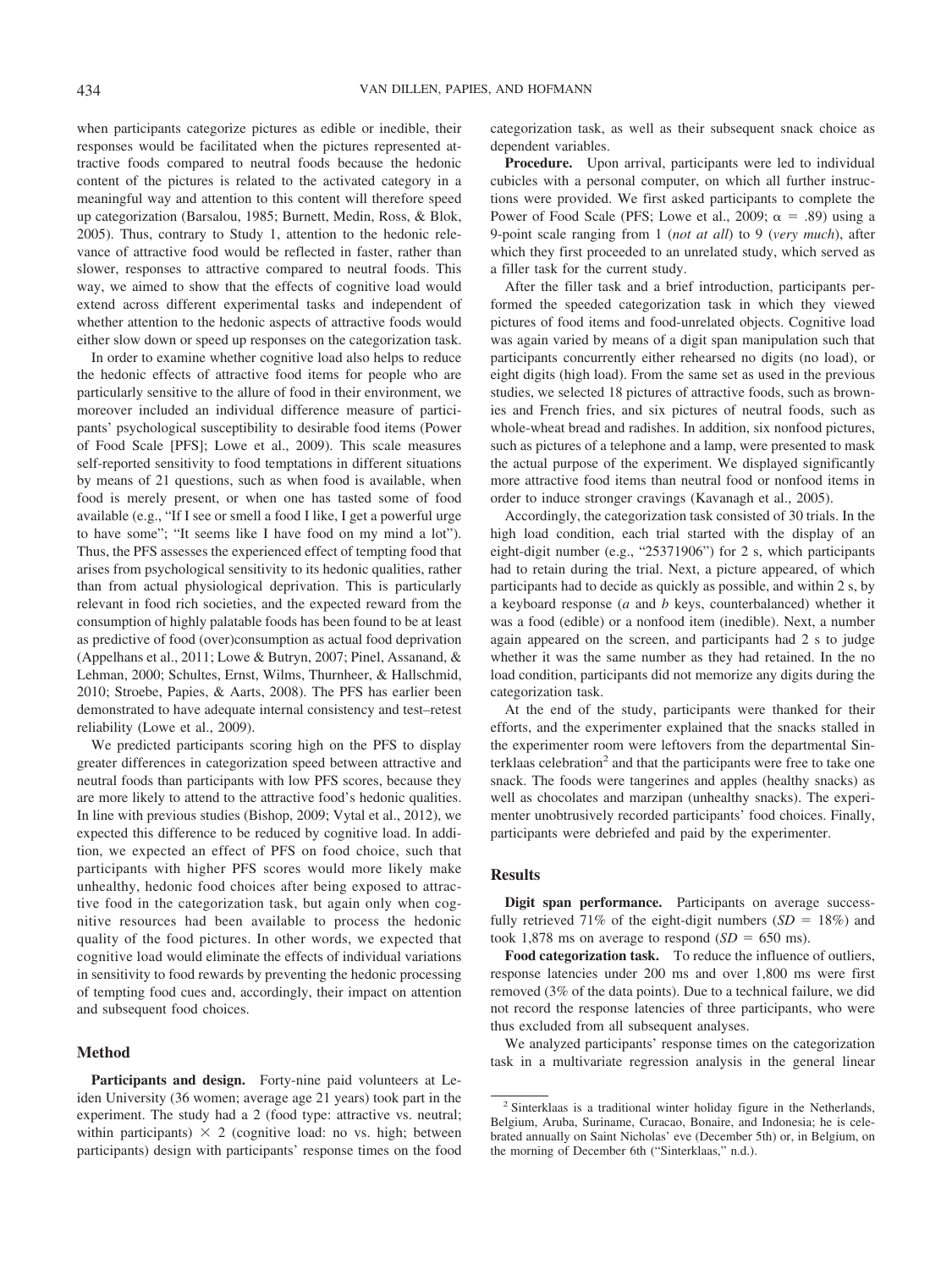when participants categorize pictures as edible or inedible, their responses would be facilitated when the pictures represented attractive foods compared to neutral foods because the hedonic content of the pictures is related to the activated category in a meaningful way and attention to this content will therefore speed up categorization (Barsalou, 1985; Burnett, Medin, Ross, & Blok, 2005). Thus, contrary to Study 1, attention to the hedonic relevance of attractive food would be reflected in faster, rather than slower, responses to attractive compared to neutral foods. This way, we aimed to show that the effects of cognitive load would extend across different experimental tasks and independent of whether attention to the hedonic aspects of attractive foods would either slow down or speed up responses on the categorization task.

In order to examine whether cognitive load also helps to reduce the hedonic effects of attractive food items for people who are particularly sensitive to the allure of food in their environment, we moreover included an individual difference measure of participants' psychological susceptibility to desirable food items (Power of Food Scale [PFS]; Lowe et al., 2009). This scale measures self-reported sensitivity to food temptations in different situations by means of 21 questions, such as when food is available, when food is merely present, or when one has tasted some of food available (e.g., "If I see or smell a food I like, I get a powerful urge to have some"; "It seems like I have food on my mind a lot"). Thus, the PFS assesses the experienced effect of tempting food that arises from psychological sensitivity to its hedonic qualities, rather than from actual physiological deprivation. This is particularly relevant in food rich societies, and the expected reward from the consumption of highly palatable foods has been found to be at least as predictive of food (over)consumption as actual food deprivation (Appelhans et al., 2011; Lowe & Butryn, 2007; Pinel, Assanand, & Lehman, 2000; Schultes, Ernst, Wilms, Thurnheer, & Hallschmid, 2010; Stroebe, Papies, & Aarts, 2008). The PFS has earlier been demonstrated to have adequate internal consistency and test–retest reliability (Lowe et al., 2009).

We predicted participants scoring high on the PFS to display greater differences in categorization speed between attractive and neutral foods than participants with low PFS scores, because they are more likely to attend to the attractive food's hedonic qualities. In line with previous studies (Bishop, 2009; Vytal et al., 2012), we expected this difference to be reduced by cognitive load. In addition, we expected an effect of PFS on food choice, such that participants with higher PFS scores would more likely make unhealthy, hedonic food choices after being exposed to attractive food in the categorization task, but again only when cognitive resources had been available to process the hedonic quality of the food pictures. In other words, we expected that cognitive load would eliminate the effects of individual variations in sensitivity to food rewards by preventing the hedonic processing of tempting food cues and, accordingly, their impact on attention and subsequent food choices.

## Method

**Participants and design.** Forty-nine paid volunteers at Leiden University (36 women; average age 21 years) took part in the experiment. The study had a 2 (food type: attractive vs. neutral; within participants) × 2 (cognitive load: no vs. high; between participants) design with participants' response times on the food categorization task, as well as their subsequent snack choice as dependent variables.

**Procedure.** Upon arrival, participants were led to individual cubicles with a personal computer, on which all further instructions were provided. We first asked participants to complete the Power of Food Scale (PFS; Lowe et al., 2009; $\alpha = .89$) using a 9-point scale ranging from 1 (*not at all*) to 9 (*very much*), after which they first proceeded to an unrelated study, which served as a filler task for the current study.

After the filler task and a brief introduction, participants performed the speeded categorization task in which they viewed pictures of food items and food-unrelated objects. Cognitive load was again varied by means of a digit span manipulation such that participants concurrently either rehearsed no digits (no load), or eight digits (high load). From the same set as used in the previous studies, we selected 18 pictures of attractive foods, such as brownies and French fries, and six pictures of neutral foods, such as whole-wheat bread and radishes. In addition, six nonfood pictures, such as pictures of a telephone and a lamp, were presented to mask the actual purpose of the experiment. We displayed significantly more attractive food items than neutral food or nonfood items in order to induce stronger cravings (Kavanagh et al., 2005).

Accordingly, the categorization task consisted of 30 trials. In the high load condition, each trial started with the display of an eight-digit number (e.g., "25371906") for 2 s, which participants had to retain during the trial. Next, a picture appeared, of which participants had to decide as quickly as possible, and within 2 s, by a keyboard response (*a* and *b* keys, counterbalanced) whether it was a food (edible) or a nonfood item (inedible). Next, a number again appeared on the screen, and participants had 2 s to judge whether it was the same number as they had retained. In the no load condition, participants did not memorize any digits during the categorization task.

At the end of the study, participants were thanked for their efforts, and the experimenter explained that the snacks stalled in the experimenter room were leftovers from the departmental Sinterklaas celebration[2] and that the participants were free to take one snack. The foods were tangerines and apples (healthy snacks) as well as chocolates and marzipan (unhealthy snacks). The experimenter unobtrusively recorded participants' food choices. Finally, participants were debriefed and paid by the experimenter.

## Results

**Digit span performance.** Participants on average successfully retrieved 71% of the eight-digit numbers ($SD = 18\%$) and took 1,878 ms on average to respond ($SD = 650$ ms).

**Food categorization task.** To reduce the influence of outliers, response latencies under 200 ms and over 1,800 ms were first removed (3% of the data points). Due to a technical failure, we did not record the response latencies of three participants, who were thus excluded from all subsequent analyses.

We analyzed participants' response times on the categorization task in a multivariate regression analysis in the general linear

---

[2] Sinterklaas is a traditional winter holiday figure in the Netherlands, Belgium, Aruba, Suriname, Curacao, Bonaire, and Indonesia; he is celebrated annually on Saint Nicholas' eve (December 5th) or, in Belgium, on the morning of December 6th ("Sinterklaas," n.d.).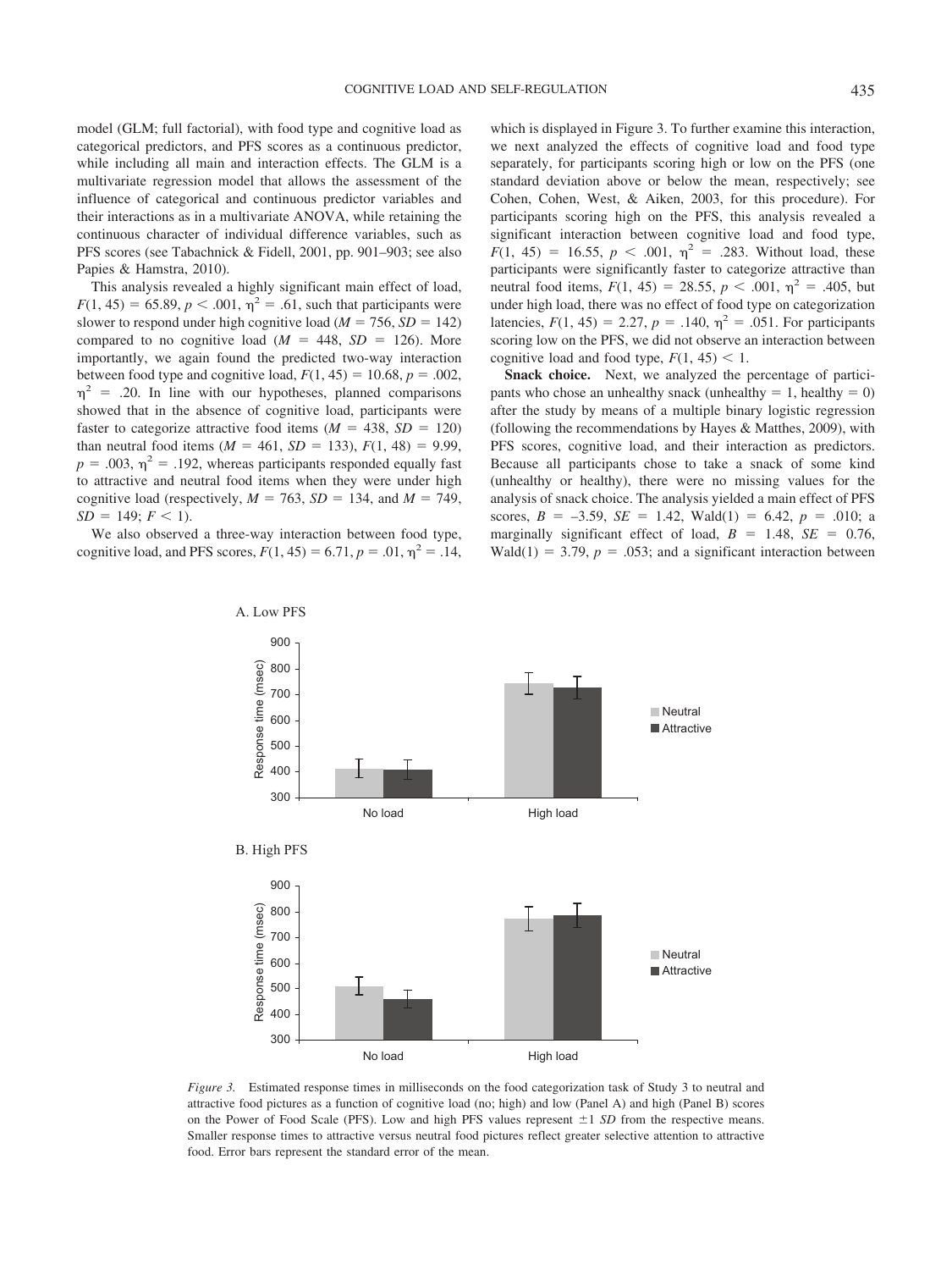model (GLM; full factorial), with food type and cognitive load as categorical predictors, and PFS scores as a continuous predictor, while including all main and interaction effects. The GLM is a multivariate regression model that allows the assessment of the influence of categorical and continuous predictor variables and their interactions as in a multivariate ANOVA, while retaining the continuous character of individual difference variables, such as PFS scores (see Tabachnick & Fidell, 2001, pp. 901–903; see also Papies & Hamstra, 2010).

This analysis revealed a highly significant main effect of load, $F(1, 45) = 65.89$, $p < .001$, $\eta^2 = .61$, such that participants were slower to respond under high cognitive load ($M = 756$, $SD = 142$) compared to no cognitive load ($M = 448$, $SD = 126$). More importantly, we again found the predicted two-way interaction between food type and cognitive load, $F(1, 45) = 10.68$, $p = .002$, $\eta^2 = .20$. In line with our hypotheses, planned comparisons showed that in the absence of cognitive load, participants were faster to categorize attractive food items ($M = 438$, $SD = 120$) than neutral food items ($M = 461$, $SD = 133$), $F(1, 48) = 9.99$, $p = .003$, $\eta^2 = .192$, whereas participants responded equally fast to attractive and neutral food items when they were under high cognitive load (respectively, $M = 763$, $SD = 134$, and $M = 749$, $SD = 149$; $F < 1$).

We also observed a three-way interaction between food type, cognitive load, and PFS scores, $F(1, 45) = 6.71$, $p = .01$, $\eta^2 = .14$, which is displayed in Figure 3. To further examine this interaction, we next analyzed the effects of cognitive load and food type separately, for participants scoring high or low on the PFS (one standard deviation above or below the mean, respectively; see Cohen, Cohen, West, & Aiken, 2003, for this procedure). For participants scoring high on the PFS, this analysis revealed a significant interaction between cognitive load and food type, $F(1, 45) = 16.55$, $p < .001$, $\eta^2 = .283$. Without load, these participants were significantly faster to categorize attractive than neutral food items, $F(1, 45) = 28.55$, $p < .001$, $\eta^2 = .405$, but under high load, there was no effect of food type on categorization latencies, $F(1, 45) = 2.27$, $p = .140$, $\eta^2 = .051$. For participants scoring low on the PFS, we did not observe an interaction between cognitive load and food type, $F(1, 45) < 1$.

**Snack choice.** Next, we analyzed the percentage of participants who chose an unhealthy snack (unhealthy = 1, healthy = 0) after the study by means of a multiple binary logistic regression (following the recommendations by Hayes & Matthes, 2009), with PFS scores, cognitive load, and their interaction as predictors. Because all participants chose to take a snack of some kind (unhealthy or healthy), there were no missing values for the analysis of snack choice. The analysis yielded a main effect of PFS scores, $B = -3.59$, $SE = 1.42$, Wald(1) = 6.42, $p = .010$; a marginally significant effect of load, $B = 1.48$, $SE = 0.76$, Wald(1) = 3.79, $p = .053$; and a significant interaction between

*Figure 3.* Estimated response times in milliseconds on the food categorization task of Study 3 to neutral and attractive food pictures as a function of cognitive load (no; high) and low (Panel A) and high (Panel B) scores on the Power of Food Scale (PFS). Low and high PFS values represent ±1 *SD* from the respective means. Smaller response times to attractive versus neutral food pictures reflect greater selective attention to attractive food. Error bars represent the standard error of the mean.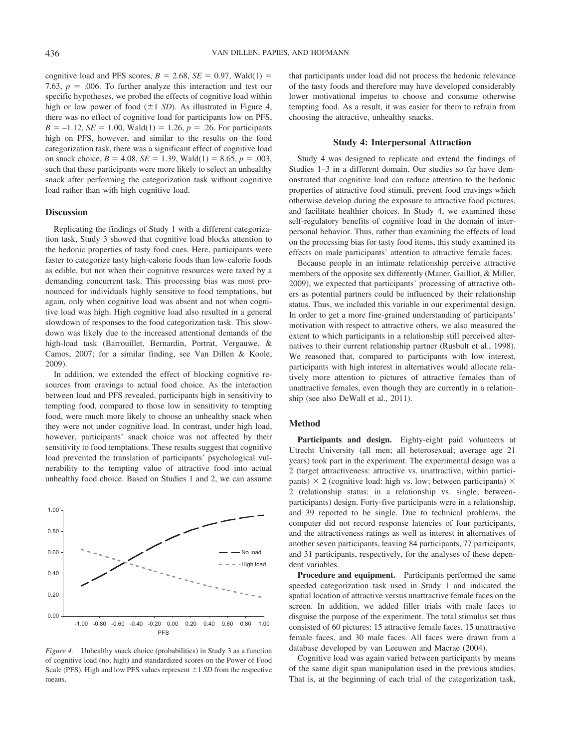cognitive load and PFS scores, $B = 2.68$, $SE = 0.97$, Wald(1) = 7.63, $p = .006$. To further analyze this interaction and test our specific hypotheses, we probed the effects of cognitive load within high or low power of food ($\pm 1$ *SD*). As illustrated in Figure 4, there was no effect of cognitive load for participants low on PFS, $B = -1.12$, $SE = 1.00$, Wald(1) = 1.26, $p = .26$. For participants high on PFS, however, and similar to the results on the food categorization task, there was a significant effect of cognitive load on snack choice, $B = 4.08$, $SE = 1.39$, Wald(1) = 8.65, $p = .003$, such that these participants were more likely to select an unhealthy snack after performing the categorization task without cognitive load rather than with high cognitive load.

### Discussion

Replicating the findings of Study 1 with a different categorization task, Study 3 showed that cognitive load blocks attention to the hedonic properties of tasty food cues. Here, participants were faster to categorize tasty high-calorie foods than low-calorie foods as edible, but not when their cognitive resources were taxed by a demanding concurrent task. This processing bias was most pronounced for individuals highly sensitive to food temptations, but again, only when cognitive load was absent and not when cognitive load was high. High cognitive load also resulted in a general slowdown of responses to the food categorization task. This slowdown was likely due to the increased attentional demands of the high-load task (Barrouillet, Bernardin, Portrat, Vergauwe, & Camos, 2007; for a similar finding, see Van Dillen & Koole, 2009).

In addition, we extended the effect of blocking cognitive resources from cravings to actual food choice. As the interaction between load and PFS revealed, participants high in sensitivity to tempting food, compared to those low in sensitivity to tempting food, were much more likely to choose an unhealthy snack when they were not under cognitive load. In contrast, under high load, however, participants' snack choice was not affected by their sensitivity to food temptations. These results suggest that cognitive load prevented the translation of participants' psychological vulnerability to the tempting value of attractive food into actual unhealthy food choice. Based on Studies 1 and 2, we can assume that participants under load did not process the hedonic relevance of the tasty foods and therefore may have developed considerably lower motivational impetus to choose and consume otherwise tempting food. As a result, it was easier for them to refrain from choosing the attractive, unhealthy snacks.

*Figure 4.* Unhealthy snack choice (probabilities) in Study 3 as a function of cognitive load (no; high) and standardized scores on the Power of Food Scale (PFS). High and low PFS values represent $\pm 1$ *SD* from the respective means.

## Study 4: Interpersonal Attraction

Study 4 was designed to replicate and extend the findings of Studies 1–3 in a different domain. Our studies so far have demonstrated that cognitive load can reduce attention to the hedonic properties of attractive food stimuli, prevent food cravings which otherwise develop during the exposure to attractive food pictures, and facilitate healthier choices. In Study 4, we examined these self-regulatory benefits of cognitive load in the domain of interpersonal behavior. Thus, rather than examining the effects of load on the processing bias for tasty food items, this study examined its effects on male participants' attention to attractive female faces.

Because people in an intimate relationship perceive attractive members of the opposite sex differently (Maner, Gailliot, & Miller, 2009), we expected that participants' processing of attractive others as potential partners could be influenced by their relationship status. Thus, we included this variable in our experimental design. In order to get a more fine-grained understanding of participants' motivation with respect to attractive others, we also measured the extent to which participants in a relationship still perceived alternatives to their current relationship partner (Rusbult et al., 1998). We reasoned that, compared to participants with low interest, participants with high interest in alternatives would allocate relatively more attention to pictures of attractive females than of unattractive females, even though they are currently in a relationship (see also DeWall et al., 2011).

### Method

**Participants and design.** Eighty-eight paid volunteers at Utrecht University (all men; all heterosexual; average age 21 years) took part in the experiment. The experimental design was a 2 (target attractiveness: attractive vs. unattractive; within participants) $\times$ 2 (cognitive load: high vs. low; between participants) $\times$ 2 (relationship status: in a relationship vs. single; between-participants) design. Forty-five participants were in a relationship, and 39 reported to be single. Due to technical problems, the computer did not record response latencies of four participants, and the attractiveness ratings as well as interest in alternatives of another seven participants, leaving 84 participants, 77 participants, and 31 participants, respectively, for the analyses of these dependent variables.

**Procedure and equipment.** Participants performed the same speeded categorization task used in Study 1 and indicated the spatial location of attractive versus unattractive female faces on the screen. In addition, we added filler trials with male faces to disguise the purpose of the experiment. The total stimulus set thus consisted of 60 pictures: 15 attractive female faces, 15 unattractive female faces, and 30 male faces. All faces were drawn from a database developed by van Leeuwen and Macrae (2004).

Cognitive load was again varied between participants by means of the same digit span manipulation used in the previous studies. That is, at the beginning of each trial of the categorization task,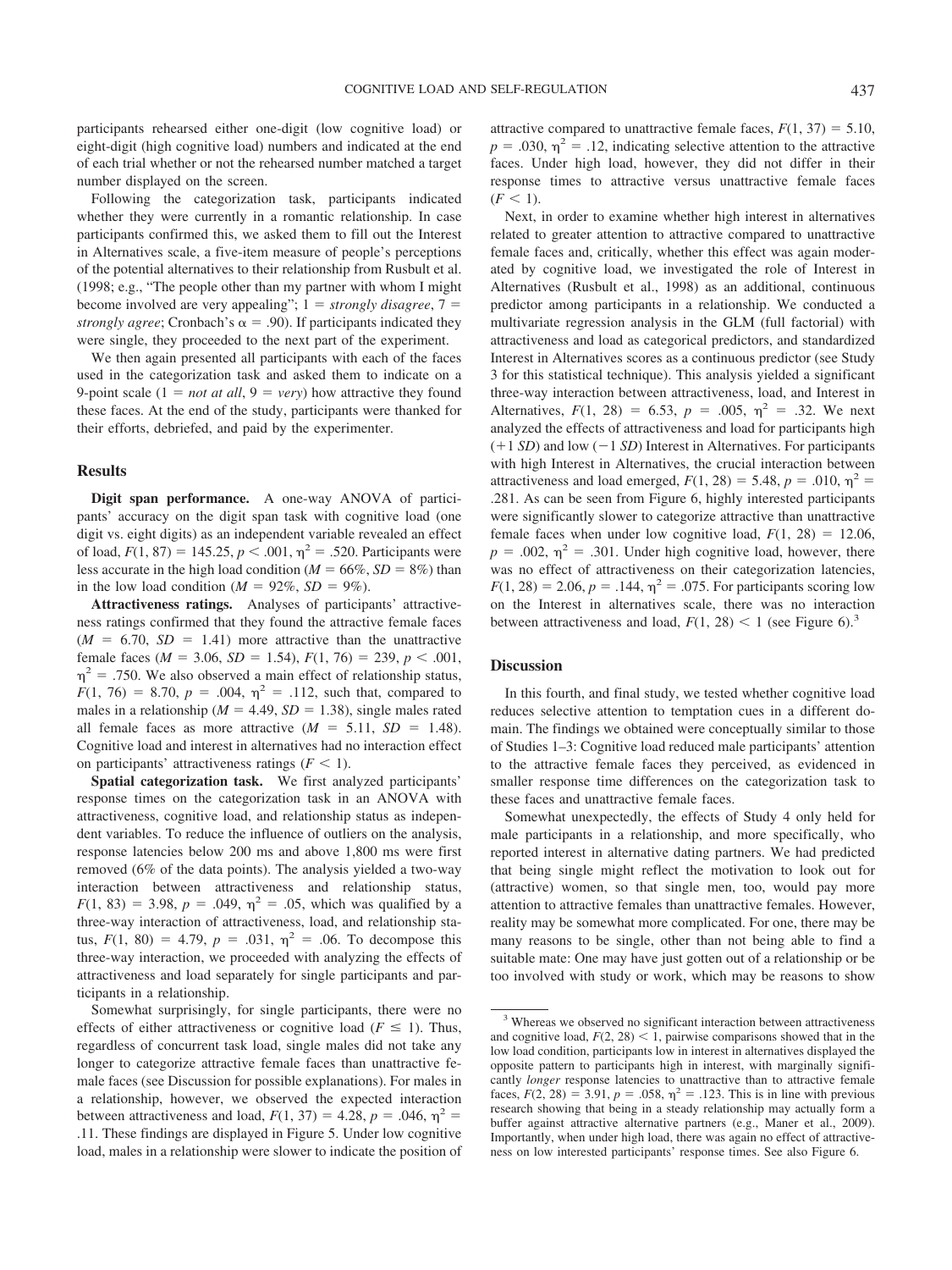participants rehearsed either one-digit (low cognitive load) or eight-digit (high cognitive load) numbers and indicated at the end of each trial whether or not the rehearsed number matched a target number displayed on the screen.

Following the categorization task, participants indicated whether they were currently in a romantic relationship. In case participants confirmed this, we asked them to fill out the Interest in Alternatives scale, a five-item measure of people's perceptions of the potential alternatives to their relationship from Rusbult et al. (1998; e.g., "The people other than my partner with whom I might become involved are very appealing"; 1 = *strongly disagree*, 7 = *strongly agree*; Cronbach's $\alpha = .90$). If participants indicated they were single, they proceeded to the next part of the experiment.

We then again presented all participants with each of the faces used in the categorization task and asked them to indicate on a 9-point scale (1 = *not at all*, 9 = *very*) how attractive they found these faces. At the end of the study, participants were thanked for their efforts, debriefed, and paid by the experimenter.

### Results

**Digit span performance.** A one-way ANOVA of participants' accuracy on the digit span task with cognitive load (one digit vs. eight digits) as an independent variable revealed an effect of load, $F(1, 87) = 145.25$, $p < .001$, $\eta^2 = .520$. Participants were less accurate in the high load condition ($M = 66\%$, $SD = 8\%$) than in the low load condition ($M = 92\%$, $SD = 9\%$).

**Attractiveness ratings.** Analyses of participants' attractiveness ratings confirmed that they found the attractive female faces ($M = 6.70$, $SD = 1.41$) more attractive than the unattractive female faces ($M = 3.06$, $SD = 1.54$), $F(1, 76) = 239$, $p < .001$, $\eta^2 = .750$. We also observed a main effect of relationship status, $F(1, 76) = 8.70$, $p = .004$, $\eta^2 = .112$, such that, compared to males in a relationship ($M = 4.49$, $SD = 1.38$), single males rated all female faces as more attractive ($M = 5.11$, $SD = 1.48$). Cognitive load and interest in alternatives had no interaction effect on participants' attractiveness ratings ($F < 1$).

**Spatial categorization task.** We first analyzed participants' response times on the categorization task in an ANOVA with attractiveness, cognitive load, and relationship status as independent variables. To reduce the influence of outliers on the analysis, response latencies below 200 ms and above 1,800 ms were first removed (6% of the data points). The analysis yielded a two-way interaction between attractiveness and relationship status, $F(1, 83) = 3.98$, $p = .049$, $\eta^2 = .05$, which was qualified by a three-way interaction of attractiveness, load, and relationship status, $F(1, 80) = 4.79$, $p = .031$, $\eta^2 = .06$. To decompose this three-way interaction, we proceeded with analyzing the effects of attractiveness and load separately for single participants and participants in a relationship.

Somewhat surprisingly, for single participants, there were no effects of either attractiveness or cognitive load ($F \leq 1$). Thus, regardless of concurrent task load, single males did not take any longer to categorize attractive female faces than unattractive female faces (see Discussion for possible explanations). For males in a relationship, however, we observed the expected interaction between attractiveness and load, $F(1, 37) = 4.28$, $p = .046$, $\eta^2 = .11$. These findings are displayed in Figure 5. Under low cognitive load, males in a relationship were slower to indicate the position of attractive compared to unattractive female faces, $F(1, 37) = 5.10$, $p = .030$, $\eta^2 = .12$, indicating selective attention to the attractive faces. Under high load, however, they did not differ in their response times to attractive versus unattractive female faces ($F < 1$).

Next, in order to examine whether high interest in alternatives related to greater attention to attractive compared to unattractive female faces and, critically, whether this effect was again moderated by cognitive load, we investigated the role of Interest in Alternatives (Rusbult et al., 1998) as an additional, continuous predictor among participants in a relationship. We conducted a multivariate regression analysis in the GLM (full factorial) with attractiveness and load as categorical predictors, and standardized Interest in Alternatives scores as a continuous predictor (see Study 3 for this statistical technique). This analysis yielded a significant three-way interaction between attractiveness, load, and Interest in Alternatives, $F(1, 28) = 6.53$, $p = .005$, $\eta^2 = .32$. We next analyzed the effects of attractiveness and load for participants high (+1 *SD*) and low (−1 *SD*) Interest in Alternatives. For participants with high Interest in Alternatives, the crucial interaction between attractiveness and load emerged, $F(1, 28) = 5.48$, $p = .010$, $\eta^2 = .281$. As can be seen from Figure 6, highly interested participants were significantly slower to categorize attractive than unattractive female faces when under low cognitive load, $F(1, 28) = 12.06$, $p = .002$, $\eta^2 = .301$. Under high cognitive load, however, there was no effect of attractiveness on their categorization latencies, $F(1, 28) = 2.06$, $p = .144$, $\eta^2 = .075$. For participants scoring low on the Interest in alternatives scale, there was no interaction between attractiveness and load, $F(1, 28) < 1$ (see Figure 6).[3]

### Discussion

In this fourth, and final study, we tested whether cognitive load reduces selective attention to temptation cues in a different domain. The findings we obtained were conceptually similar to those of Studies 1–3: Cognitive load reduced male participants' attention to the attractive female faces they perceived, as evidenced in smaller response time differences on the categorization task to these faces and unattractive female faces.

Somewhat unexpectedly, the effects of Study 4 only held for male participants in a relationship, and more specifically, who reported interest in alternative dating partners. We had predicted that being single might reflect the motivation to look out for (attractive) women, so that single men, too, would pay more attention to attractive females than unattractive females. However, reality may be somewhat more complicated. For one, there may be many reasons to be single, other than not being able to find a suitable mate: One may have just gotten out of a relationship or be too involved with study or work, which may be reasons to show

[3] Whereas we observed no significant interaction between attractiveness and cognitive load, $F(2, 28) < 1$, pairwise comparisons showed that in the low load condition, participants low in interest in alternatives displayed the opposite pattern to participants high in interest, with marginally significantly *longer* response latencies to unattractive than to attractive female faces, $F(2, 28) = 3.91$, $p = .058$, $\eta^2 = .123$. This is in line with previous research showing that being in a steady relationship may actually form a buffer against attractive alternative partners (e.g., Maner et al., 2009). Importantly, when under high load, there was again no effect of attractiveness on low interested participants' response times. See also Figure 6.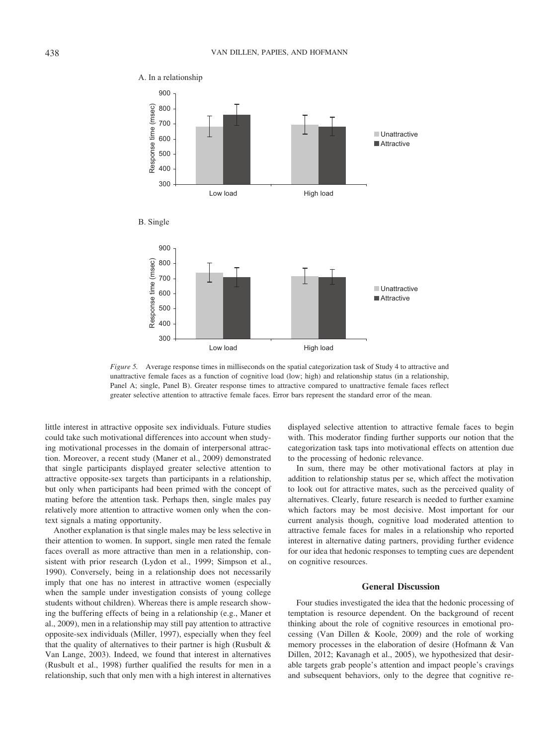*Figure 5.* Average response times in milliseconds on the spatial categorization task of Study 4 to attractive and unattractive female faces as a function of cognitive load (low; high) and relationship status (in a relationship, Panel A; single, Panel B). Greater response times to attractive compared to unattractive female faces reflect greater selective attention to attractive female faces. Error bars represent the standard error of the mean.

little interest in attractive opposite sex individuals. Future studies could take such motivational differences into account when studying motivational processes in the domain of interpersonal attraction. Moreover, a recent study (Maner et al., 2009) demonstrated that single participants displayed greater selective attention to attractive opposite-sex targets than participants in a relationship, but only when participants had been primed with the concept of mating before the attention task. Perhaps then, single males pay relatively more attention to attractive women only when the context signals a mating opportunity.

Another explanation is that single males may be less selective in their attention to women. In support, single men rated the female faces overall as more attractive than men in a relationship, consistent with prior research (Lydon et al., 1999; Simpson et al., 1990). Conversely, being in a relationship does not necessarily imply that one has no interest in attractive women (especially when the sample under investigation consists of young college students without children). Whereas there is ample research showing the buffering effects of being in a relationship (e.g., Maner et al., 2009), men in a relationship may still pay attention to attractive opposite-sex individuals (Miller, 1997), especially when they feel that the quality of alternatives to their partner is high (Rusbult & Van Lange, 2003). Indeed, we found that interest in alternatives (Rusbult et al., 1998) further qualified the results for men in a relationship, such that only men with a high interest in alternatives displayed selective attention to attractive female faces to begin with. This moderator finding further supports our notion that the categorization task taps into motivational effects on attention due to the processing of hedonic relevance.

In sum, there may be other motivational factors at play in addition to relationship status per se, which affect the motivation to look out for attractive mates, such as the perceived quality of alternatives. Clearly, future research is needed to further examine which factors may be most decisive. Most important for our current analysis though, cognitive load moderated attention to attractive female faces for males in a relationship who reported interest in alternative dating partners, providing further evidence for our idea that hedonic responses to tempting cues are dependent on cognitive resources.

## General Discussion

Four studies investigated the idea that the hedonic processing of temptation is resource dependent. On the background of recent thinking about the role of cognitive resources in emotional processing (Van Dillen & Koole, 2009) and the role of working memory processes in the elaboration of desire (Hofmann & Van Dillen, 2012; Kavanagh et al., 2005), we hypothesized that desirable targets grab people's attention and impact people's cravings and subsequent behaviors, only to the degree that cognitive re-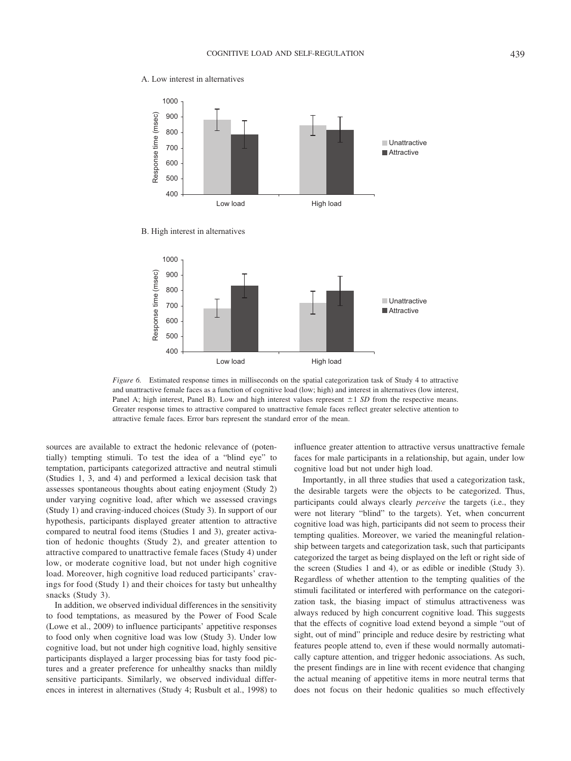A. Low interest in alternatives

B. High interest in alternatives

*Figure 6.* Estimated response times in milliseconds on the spatial categorization task of Study 4 to attractive and unattractive female faces as a function of cognitive load (low; high) and interest in alternatives (low interest, Panel A; high interest, Panel B). Low and high interest values represent ±1 *SD* from the respective means. Greater response times to attractive compared to unattractive female faces reflect greater selective attention to attractive female faces. Error bars represent the standard error of the mean.

sources are available to extract the hedonic relevance of (potentially) tempting stimuli. To test the idea of a "blind eye" to temptation, participants categorized attractive and neutral stimuli (Studies 1, 3, and 4) and performed a lexical decision task that assesses spontaneous thoughts about eating enjoyment (Study 2) under varying cognitive load, after which we assessed cravings (Study 1) and craving-induced choices (Study 3). In support of our hypothesis, participants displayed greater attention to attractive compared to neutral food items (Studies 1 and 3), greater activation of hedonic thoughts (Study 2), and greater attention to attractive compared to unattractive female faces (Study 4) under low, or moderate cognitive load, but not under high cognitive load. Moreover, high cognitive load reduced participants' cravings for food (Study 1) and their choices for tasty but unhealthy snacks (Study 3).

In addition, we observed individual differences in the sensitivity to food temptations, as measured by the Power of Food Scale (Lowe et al., 2009) to influence participants' appetitive responses to food only when cognitive load was low (Study 3). Under low cognitive load, but not under high cognitive load, highly sensitive participants displayed a larger processing bias for tasty food pictures and a greater preference for unhealthy snacks than mildly sensitive participants. Similarly, we observed individual differences in interest in alternatives (Study 4; Rusbult et al., 1998) to influence greater attention to attractive versus unattractive female faces for male participants in a relationship, but again, under low cognitive load but not under high load.

Importantly, in all three studies that used a categorization task, the desirable targets were the objects to be categorized. Thus, participants could always clearly *perceive* the targets (i.e., they were not literary "blind" to the targets). Yet, when concurrent cognitive load was high, participants did not seem to process their tempting qualities. Moreover, we varied the meaningful relationship between targets and categorization task, such that participants categorized the target as being displayed on the left or right side of the screen (Studies 1 and 4), or as edible or inedible (Study 3). Regardless of whether attention to the tempting qualities of the stimuli facilitated or interfered with performance on the categorization task, the biasing impact of stimulus attractiveness was always reduced by high concurrent cognitive load. This suggests that the effects of cognitive load extend beyond a simple "out of sight, out of mind" principle and reduce desire by restricting what features people attend to, even if these would normally automatically capture attention, and trigger hedonic associations. As such, the present findings are in line with recent evidence that changing the actual meaning of appetitive items in more neutral terms that does not focus on their hedonic qualities so much effectively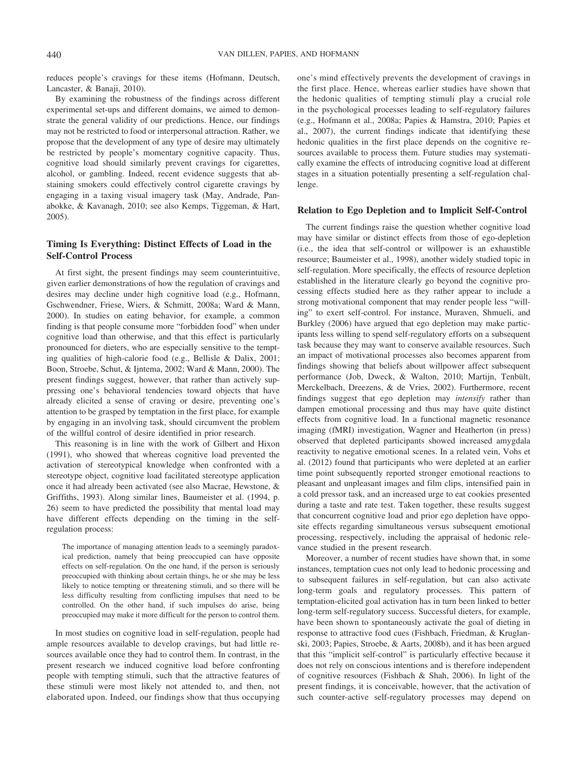reduces people's cravings for these items (Hofmann, Deutsch, Lancaster, & Banaji, 2010).

By examining the robustness of the findings across different experimental set-ups and different domains, we aimed to demonstrate the general validity of our predictions. Hence, our findings may not be restricted to food or interpersonal attraction. Rather, we propose that the development of any type of desire may ultimately be restricted by people's momentary cognitive capacity. Thus, cognitive load should similarly prevent cravings for cigarettes, alcohol, or gambling. Indeed, recent evidence suggests that abstaining smokers could effectively control cigarette cravings by engaging in a taxing visual imagery task (May, Andrade, Panabokke, & Kavanagh, 2010; see also Kemps, Tiggeman, & Hart, 2005).

### Timing Is Everything: Distinct Effects of Load in the Self-Control Process

At first sight, the present findings may seem counterintuitive, given earlier demonstrations of how the regulation of cravings and desires may decline under high cognitive load (e.g., Hofmann, Gschwendner, Friese, Wiers, & Schmitt, 2008a; Ward & Mann, 2000). In studies on eating behavior, for example, a common finding is that people consume more "forbidden food" when under cognitive load than otherwise, and that this effect is particularly pronounced for dieters, who are especially sensitive to the tempting qualities of high-calorie food (e.g., Bellisle & Dalix, 2001; Boon, Stroebe, Schut, & Ijntema, 2002; Ward & Mann, 2000). The present findings suggest, however, that rather than actively suppressing one's behavioral tendencies toward objects that have already elicited a sense of craving or desire, preventing one's attention to be grasped by temptation in the first place, for example by engaging in an involving task, should circumvent the problem of the willful control of desire identified in prior research.

This reasoning is in line with the work of Gilbert and Hixon (1991), who showed that whereas cognitive load prevented the activation of stereotypical knowledge when confronted with a stereotype object, cognitive load facilitated stereotype application once it had already been activated (see also Macrae, Hewstone, & Griffiths, 1993). Along similar lines, Baumeister et al. (1994, p. 26) seem to have predicted the possibility that mental load may have different effects depending on the timing in the self-regulation process:

> The importance of managing attention leads to a seemingly paradoxical prediction, namely that being preoccupied can have opposite effects on self-regulation. On the one hand, if the person is seriously preoccupied with thinking about certain things, he or she may be less likely to notice tempting or threatening stimuli, and so there will be less difficulty resulting from conflicting impulses that need to be controlled. On the other hand, if such impulses do arise, being preoccupied may make it more difficult for the person to control them.

In most studies on cognitive load in self-regulation, people had ample resources available to develop cravings, but had little resources available once they had to control them. In contrast, in the present research we induced cognitive load before confronting people with tempting stimuli, such that the attractive features of these stimuli were most likely not attended to, and then, not elaborated upon. Indeed, our findings show that thus occupying one's mind effectively prevents the development of cravings in the first place. Hence, whereas earlier studies have shown that the hedonic qualities of tempting stimuli play a crucial role in the psychological processes leading to self-regulatory failures (e.g., Hofmann et al., 2008a; Papies & Hamstra, 2010; Papies et al., 2007), the current findings indicate that identifying these hedonic qualities in the first place depends on the cognitive resources available to process them. Future studies may systematically examine the effects of introducing cognitive load at different stages in a situation potentially presenting a self-regulation challenge.

### Relation to Ego Depletion and to Implicit Self-Control

The current findings raise the question whether cognitive load may have similar or distinct effects from those of ego-depletion (i.e., the idea that self-control or willpower is an exhaustible resource; Baumeister et al., 1998), another widely studied topic in self-regulation. More specifically, the effects of resource depletion established in the literature clearly go beyond the cognitive processing effects studied here as they rather appear to include a strong motivational component that may render people less "willing" to exert self-control. For instance, Muraven, Shmueli, and Burkley (2006) have argued that ego depletion may make participants less willing to spend self-regulatory efforts on a subsequent task because they may want to conserve available resources. Such an impact of motivational processes also becomes apparent from findings showing that beliefs about willpower affect subsequent performance (Job, Dweck, & Walton, 2010; Martijn, Tenbült, Merckelbach, Dreezens, & de Vries, 2002). Furthermore, recent findings suggest that ego depletion may *intensify* rather than dampen emotional processing and thus may have quite distinct effects from cognitive load. In a functional magnetic resonance imaging (fMRI) investigation, Wagner and Heatherton (in press) observed that depleted participants showed increased amygdala reactivity to negative emotional scenes. In a related vein, Vohs et al. (2012) found that participants who were depleted at an earlier time point subsequently reported stronger emotional reactions to pleasant and unpleasant images and film clips, intensified pain in a cold pressor task, and an increased urge to eat cookies presented during a taste and rate test. Taken together, these results suggest that concurrent cognitive load and prior ego depletion have opposite effects regarding simultaneous versus subsequent emotional processing, respectively, including the appraisal of hedonic relevance studied in the present research.

Moreover, a number of recent studies have shown that, in some instances, temptation cues not only lead to hedonic processing and to subsequent failures in self-regulation, but can also activate long-term goals and regulatory processes. This pattern of temptation-elicited goal activation has in turn been linked to better long-term self-regulatory success. Successful dieters, for example, have been shown to spontaneously activate the goal of dieting in response to attractive food cues (Fishbach, Friedman, & Kruglanski, 2003; Papies, Stroebe, & Aarts, 2008b), and it has been argued that this "implicit self-control" is particularly effective because it does not rely on conscious intentions and is therefore independent of cognitive resources (Fishbach & Shah, 2006). In light of the present findings, it is conceivable, however, that the activation of such counter-active self-regulatory processes may depend on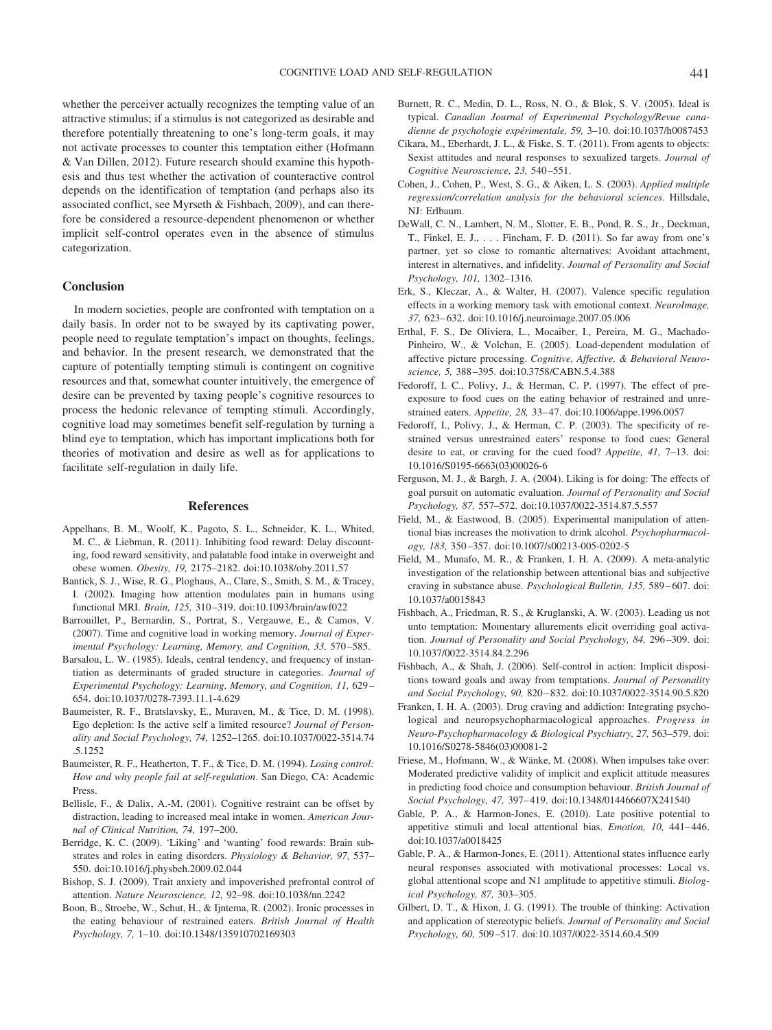whether the perceiver actually recognizes the tempting value of an attractive stimulus; if a stimulus is not categorized as desirable and therefore potentially threatening to one's long-term goals, it may not activate processes to counter this temptation either (Hofmann & Van Dillen, 2012). Future research should examine this hypothesis and thus test whether the activation of counteractive control depends on the identification of temptation (and perhaps also its associated conflict, see Myrseth & Fishbach, 2009), and can therefore be considered a resource-dependent phenomenon or whether implicit self-control operates even in the absence of stimulus categorization.

## Conclusion

In modern societies, people are confronted with temptation on a daily basis. In order not to be swayed by its captivating power, people need to regulate temptation's impact on thoughts, feelings, and behavior. In the present research, we demonstrated that the capture of potentially tempting stimuli is contingent on cognitive resources and that, somewhat counter intuitively, the emergence of desire can be prevented by taxing people's cognitive resources to process the hedonic relevance of tempting stimuli. Accordingly, cognitive load may sometimes benefit self-regulation by turning a blind eye to temptation, which has important implications both for theories of motivation and desire as well as for applications to facilitate self-regulation in daily life.

## References

Appelhans, B. M., Woolf, K., Pagoto, S. L., Schneider, K. L., Whited, M. C., & Liebman, R. (2011). Inhibiting food reward: Delay discounting, food reward sensitivity, and palatable food intake in overweight and obese women. *Obesity, 19,* 2175–2182. doi:10.1038/oby.2011.57

Bantick, S. J., Wise, R. G., Ploghaus, A., Clare, S., Smith, S. M., & Tracey, I. (2002). Imaging how attention modulates pain in humans using functional MRI. *Brain, 125,* 310–319. doi:10.1093/brain/awf022

Barrouillet, P., Bernardin, S., Portrat, S., Vergauwe, E., & Camos, V. (2007). Time and cognitive load in working memory. *Journal of Experimental Psychology: Learning, Memory, and Cognition, 33,* 570–585.

Barsalou, L. W. (1985). Ideals, central tendency, and frequency of instantiation as determinants of graded structure in categories. *Journal of Experimental Psychology: Learning, Memory, and Cognition, 11,* 629–654. doi:10.1037/0278-7393.11.1-4.629

Baumeister, R. F., Bratslavsky, E., Muraven, M., & Tice, D. M. (1998). Ego depletion: Is the active self a limited resource? *Journal of Personality and Social Psychology, 74,* 1252–1265. doi:10.1037/0022-3514.74.5.1252

Baumeister, R. F., Heatherton, T. F., & Tice, D. M. (1994). *Losing control: How and why people fail at self-regulation*. San Diego, CA: Academic Press.

Bellisle, F., & Dalix, A.-M. (2001). Cognitive restraint can be offset by distraction, leading to increased meal intake in women. *American Journal of Clinical Nutrition, 74,* 197–200.

Berridge, K. C. (2009). 'Liking' and 'wanting' food rewards: Brain substrates and roles in eating disorders. *Physiology & Behavior, 97,* 537–550. doi:10.1016/j.physbeh.2009.02.044

Bishop, S. J. (2009). Trait anxiety and impoverished prefrontal control of attention. *Nature Neuroscience, 12,* 92–98. doi:10.1038/nn.2242

Boon, B., Stroebe, W., Schut, H., & Ijntema, R. (2002). Ironic processes in the eating behaviour of restrained eaters. *British Journal of Health Psychology, 7,* 1–10. doi:10.1348/135910702169303

Burnett, R. C., Medin, D. L., Ross, N. O., & Blok, S. V. (2005). Ideal is typical. *Canadian Journal of Experimental Psychology/Revue canadienne de psychologie expérimentale, 59,* 3–10. doi:10.1037/h0087453

Cikara, M., Eberhardt, J. L., & Fiske, S. T. (2011). From agents to objects: Sexist attitudes and neural responses to sexualized targets. *Journal of Cognitive Neuroscience, 23,* 540–551.

Cohen, J., Cohen, P., West, S. G., & Aiken, L. S. (2003). *Applied multiple regression/correlation analysis for the behavioral sciences*. Hillsdale, NJ: Erlbaum.

DeWall, C. N., Lambert, N. M., Slotter, E. B., Pond, R. S., Jr., Deckman, T., Finkel, E. J., . . . Fincham, F. D. (2011). So far away from one's partner, yet so close to romantic alternatives: Avoidant attachment, interest in alternatives, and infidelity. *Journal of Personality and Social Psychology, 101,* 1302–1316.

Erk, S., Kleczar, A., & Walter, H. (2007). Valence specific regulation effects in a working memory task with emotional context. *NeuroImage, 37,* 623–632. doi:10.1016/j.neuroimage.2007.05.006

Erthal, F. S., De Oliviera, L., Mocaiber, I., Pereira, M. G., Machado-Pinheiro, W., & Volchan, E. (2005). Load-dependent modulation of affective picture processing. *Cognitive, Affective, & Behavioral Neuroscience, 5,* 388–395. doi:10.3758/CABN.5.4.388

Fedoroff, I. C., Polivy, J., & Herman, C. P. (1997). The effect of pre-exposure to food cues on the eating behavior of restrained and unrestrained eaters. *Appetite, 28,* 33–47. doi:10.1006/appe.1996.0057

Fedoroff, I., Polivy, J., & Herman, C. P. (2003). The specificity of restrained versus unrestrained eaters' response to food cues: General desire to eat, or craving for the cued food? *Appetite, 41,* 7–13. doi:10.1016/S0195-6663(03)00026-6

Ferguson, M. J., & Bargh, J. A. (2004). Liking is for doing: The effects of goal pursuit on automatic evaluation. *Journal of Personality and Social Psychology, 87,* 557–572. doi:10.1037/0022-3514.87.5.557

Field, M., & Eastwood, B. (2005). Experimental manipulation of attentional bias increases the motivation to drink alcohol. *Psychopharmacology, 183,* 350–357. doi:10.1007/s00213-005-0202-5

Field, M., Munafo, M. R., & Franken, I. H. A. (2009). A meta-analytic investigation of the relationship between attentional bias and subjective craving in substance abuse. *Psychological Bulletin, 135,* 589–607. doi:10.1037/a0015843

Fishbach, A., Friedman, R. S., & Kruglanski, A. W. (2003). Leading us not unto temptation: Momentary allurements elicit overriding goal activation. *Journal of Personality and Social Psychology, 84,* 296–309. doi:10.1037/0022-3514.84.2.296

Fishbach, A., & Shah, J. (2006). Self-control in action: Implicit dispositions toward goals and away from temptations. *Journal of Personality and Social Psychology, 90,* 820–832. doi:10.1037/0022-3514.90.5.820

Franken, I. H. A. (2003). Drug craving and addiction: Integrating psychological and neuropsychopharmacological approaches. *Progress in Neuro-Psychopharmacology & Biological Psychiatry, 27,* 563–579. doi:10.1016/S0278-5846(03)00081-2

Friese, M., Hofmann, W., & Wänke, M. (2008). When impulses take over: Moderated predictive validity of implicit and explicit attitude measures in predicting food choice and consumption behaviour. *British Journal of Social Psychology, 47,* 397–419. doi:10.1348/014466607X241540

Gable, P. A., & Harmon-Jones, E. (2010). Late positive potential to appetitive stimuli and local attentional bias. *Emotion, 10,* 441–446. doi:10.1037/a0018425

Gable, P. A., & Harmon-Jones, E. (2011). Attentional states influence early neural responses associated with motivational processes: Local vs. global attentional scope and N1 amplitude to appetitive stimuli. *Biological Psychology, 87,* 303–305.

Gilbert, D. T., & Hixon, J. G. (1991). The trouble of thinking: Activation and application of stereotypic beliefs. *Journal of Personality and Social Psychology, 60,* 509–517. doi:10.1037/0022-3514.60.4.509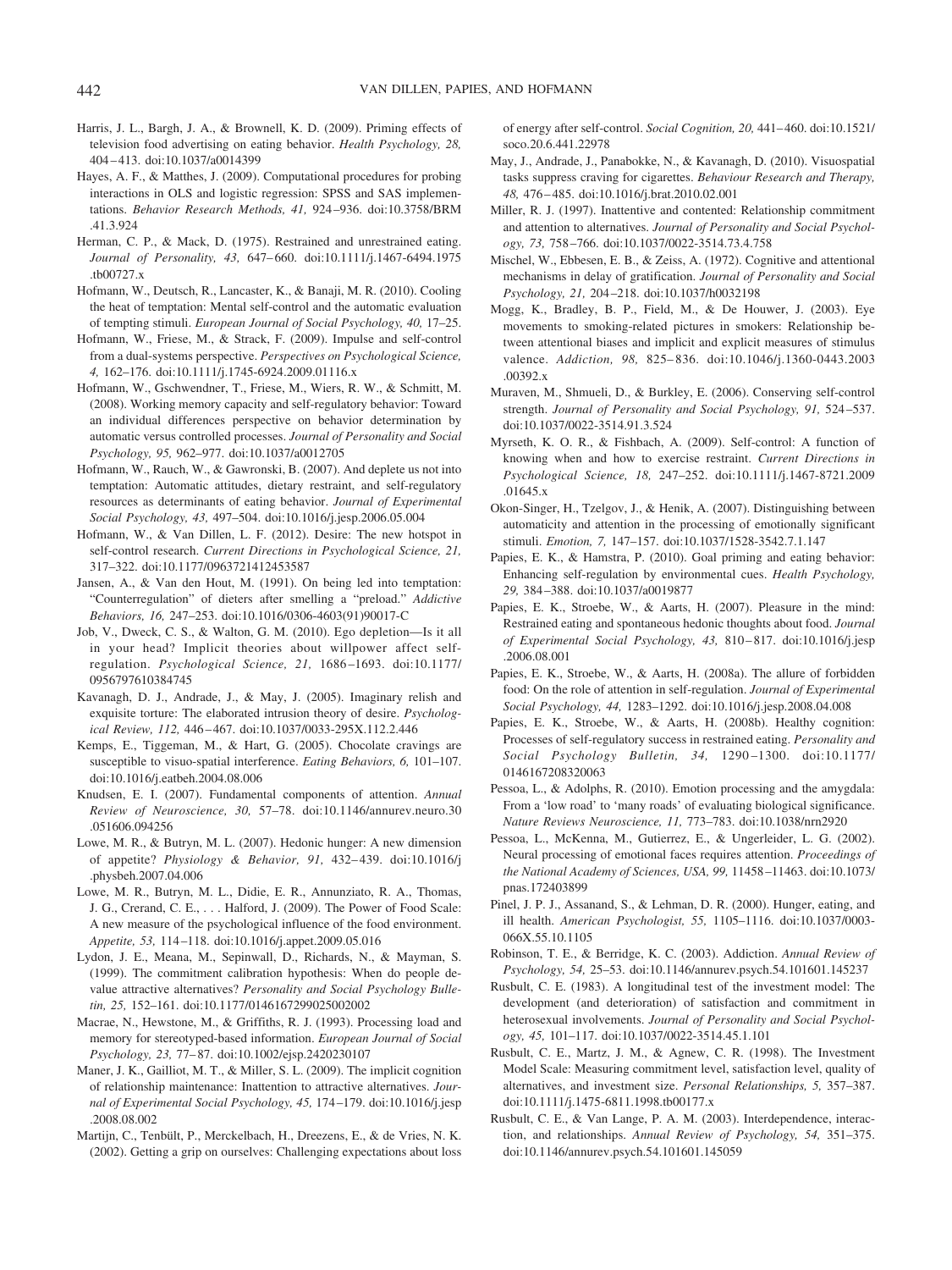Harris, J. L., Bargh, J. A., & Brownell, K. D. (2009). Priming effects of television food advertising on eating behavior. *Health Psychology, 28,* 404–413. doi:10.1037/a0014399

Hayes, A. F., & Matthes, J. (2009). Computational procedures for probing interactions in OLS and logistic regression: SPSS and SAS implementations. *Behavior Research Methods, 41,* 924–936. doi:10.3758/BRM.41.3.924

Herman, C. P., & Mack, D. (1975). Restrained and unrestrained eating. *Journal of Personality, 43,* 647–660. doi:10.1111/j.1467-6494.1975.tb00727.x

Hofmann, W., Deutsch, R., Lancaster, K., & Banaji, M. R. (2010). Cooling the heat of temptation: Mental self-control and the automatic evaluation of tempting stimuli. *European Journal of Social Psychology, 40,* 17–25.

Hofmann, W., Friese, M., & Strack, F. (2009). Impulse and self-control from a dual-systems perspective. *Perspectives on Psychological Science, 4,* 162–176. doi:10.1111/j.1745-6924.2009.01116.x

Hofmann, W., Gschwendner, T., Friese, M., Wiers, R. W., & Schmitt, M. (2008). Working memory capacity and self-regulatory behavior: Toward an individual differences perspective on behavior determination by automatic versus controlled processes. *Journal of Personality and Social Psychology, 95,* 962–977. doi:10.1037/a0012705

Hofmann, W., Rauch, W., & Gawronski, B. (2007). And deplete us not into temptation: Automatic attitudes, dietary restraint, and self-regulatory resources as determinants of eating behavior. *Journal of Experimental Social Psychology, 43,* 497–504. doi:10.1016/j.jesp.2006.05.004

Hofmann, W., & Van Dillen, L. F. (2012). Desire: The new hotspot in self-control research. *Current Directions in Psychological Science, 21,* 317–322. doi:10.1177/0963721412453587

Jansen, A., & Van den Hout, M. (1991). On being led into temptation: "Counterregulation" of dieters after smelling a "preload." *Addictive Behaviors, 16,* 247–253. doi:10.1016/0306-4603(91)90017-C

Job, V., Dweck, C. S., & Walton, G. M. (2010). Ego depletion—Is it all in your head? Implicit theories about willpower affect self-regulation. *Psychological Science, 21,* 1686–1693. doi:10.1177/0956797610384745

Kavanagh, D. J., Andrade, J., & May, J. (2005). Imaginary relish and exquisite torture: The elaborated intrusion theory of desire. *Psychological Review, 112,* 446–467. doi:10.1037/0033-295X.112.2.446

Kemps, E., Tiggeman, M., & Hart, G. (2005). Chocolate cravings are susceptible to visuo-spatial interference. *Eating Behaviors, 6,* 101–107. doi:10.1016/j.eatbeh.2004.08.006

Knudsen, E. I. (2007). Fundamental components of attention. *Annual Review of Neuroscience, 30,* 57–78. doi:10.1146/annurev.neuro.30.051606.094256

Lowe, M. R., & Butryn, M. L. (2007). Hedonic hunger: A new dimension of appetite? *Physiology & Behavior, 91,* 432–439. doi:10.1016/j.physbeh.2007.04.006

Lowe, M. R., Butryn, M. L., Didie, E. R., Annunziato, R. A., Thomas, J. G., Crerand, C. E., . . . Halford, J. (2009). The Power of Food Scale: A new measure of the psychological influence of the food environment. *Appetite, 53,* 114–118. doi:10.1016/j.appet.2009.05.016

Lydon, J. E., Meana, M., Sepinwall, D., Richards, N., & Mayman, S. (1999). The commitment calibration hypothesis: When do people devalue attractive alternatives? *Personality and Social Psychology Bulletin, 25,* 152–161. doi:10.1177/0146167299025002002

Macrae, N., Hewstone, M., & Griffiths, R. J. (1993). Processing load and memory for stereotyped-based information. *European Journal of Social Psychology, 23,* 77–87. doi:10.1002/ejsp.2420230107

Maner, J. K., Gailliot, M. T., & Miller, S. L. (2009). The implicit cognition of relationship maintenance: Inattention to attractive alternatives. *Journal of Experimental Social Psychology, 45,* 174–179. doi:10.1016/j.jesp.2008.08.002

Martijn, C., Tenbült, P., Merckelbach, H., Dreezens, E., & de Vries, N. K. (2002). Getting a grip on ourselves: Challenging expectations about loss of energy after self-control. *Social Cognition, 20,* 441–460. doi:10.1521/soco.20.6.441.22978

May, J., Andrade, J., Panabokke, N., & Kavanagh, D. (2010). Visuospatial tasks suppress craving for cigarettes. *Behaviour Research and Therapy, 48,* 476–485. doi:10.1016/j.brat.2010.02.001

Miller, R. J. (1997). Inattentive and contented: Relationship commitment and attention to alternatives. *Journal of Personality and Social Psychology, 73,* 758–766. doi:10.1037/0022-3514.73.4.758

Mischel, W., Ebbesen, E. B., & Zeiss, A. (1972). Cognitive and attentional mechanisms in delay of gratification. *Journal of Personality and Social Psychology, 21,* 204–218. doi:10.1037/h0032198

Mogg, K., Bradley, B. P., Field, M., & De Houwer, J. (2003). Eye movements to smoking-related pictures in smokers: Relationship between attentional biases and implicit and explicit measures of stimulus valence. *Addiction, 98,* 825–836. doi:10.1046/j.1360-0443.2003.00392.x

Muraven, M., Shmueli, D., & Burkley, E. (2006). Conserving self-control strength. *Journal of Personality and Social Psychology, 91,* 524–537. doi:10.1037/0022-3514.91.3.524

Myrseth, K. O. R., & Fishbach, A. (2009). Self-control: A function of knowing when and how to exercise restraint. *Current Directions in Psychological Science, 18,* 247–252. doi:10.1111/j.1467-8721.2009.01645.x

Okon-Singer, H., Tzelgov, J., & Henik, A. (2007). Distinguishing between automaticity and attention in the processing of emotionally significant stimuli. *Emotion, 7,* 147–157. doi:10.1037/1528-3542.7.1.147

Papies, E. K., & Hamstra, P. (2010). Goal priming and eating behavior: Enhancing self-regulation by environmental cues. *Health Psychology, 29,* 384–388. doi:10.1037/a0019877

Papies, E. K., Stroebe, W., & Aarts, H. (2007). Pleasure in the mind: Restrained eating and spontaneous hedonic thoughts about food. *Journal of Experimental Social Psychology, 43,* 810–817. doi:10.1016/j.jesp.2006.08.001

Papies, E. K., Stroebe, W., & Aarts, H. (2008a). The allure of forbidden food: On the role of attention in self-regulation. *Journal of Experimental Social Psychology, 44,* 1283–1292. doi:10.1016/j.jesp.2008.04.008

Papies, E. K., Stroebe, W., & Aarts, H. (2008b). Healthy cognition: Processes of self-regulatory success in restrained eating. *Personality and Social Psychology Bulletin, 34,* 1290–1300. doi:10.1177/0146167208320063

Pessoa, L., & Adolphs, R. (2010). Emotion processing and the amygdala: From a 'low road' to 'many roads' of evaluating biological significance. *Nature Reviews Neuroscience, 11,* 773–783. doi:10.1038/nrn2920

Pessoa, L., McKenna, M., Gutierrez, E., & Ungerleider, L. G. (2002). Neural processing of emotional faces requires attention. *Proceedings of the National Academy of Sciences, USA, 99,* 11458–11463. doi:10.1073/pnas.172403899

Pinel, J. P. J., Assanand, S., & Lehman, D. R. (2000). Hunger, eating, and ill health. *American Psychologist, 55,* 1105–1116. doi:10.1037/0003-066X.55.10.1105

Robinson, T. E., & Berridge, K. C. (2003). Addiction. *Annual Review of Psychology, 54,* 25–53. doi:10.1146/annurev.psych.54.101601.145237

Rusbult, C. E. (1983). A longitudinal test of the investment model: The development (and deterioration) of satisfaction and commitment in heterosexual involvements. *Journal of Personality and Social Psychology, 45,* 101–117. doi:10.1037/0022-3514.45.1.101

Rusbult, C. E., Martz, J. M., & Agnew, C. R. (1998). The Investment Model Scale: Measuring commitment level, satisfaction level, quality of alternatives, and investment size. *Personal Relationships, 5,* 357–387. doi:10.1111/j.1475-6811.1998.tb00177.x

Rusbult, C. E., & Van Lange, P. A. M. (2003). Interdependence, interaction, and relationships. *Annual Review of Psychology, 54,* 351–375. doi:10.1146/annurev.psych.54.101601.145059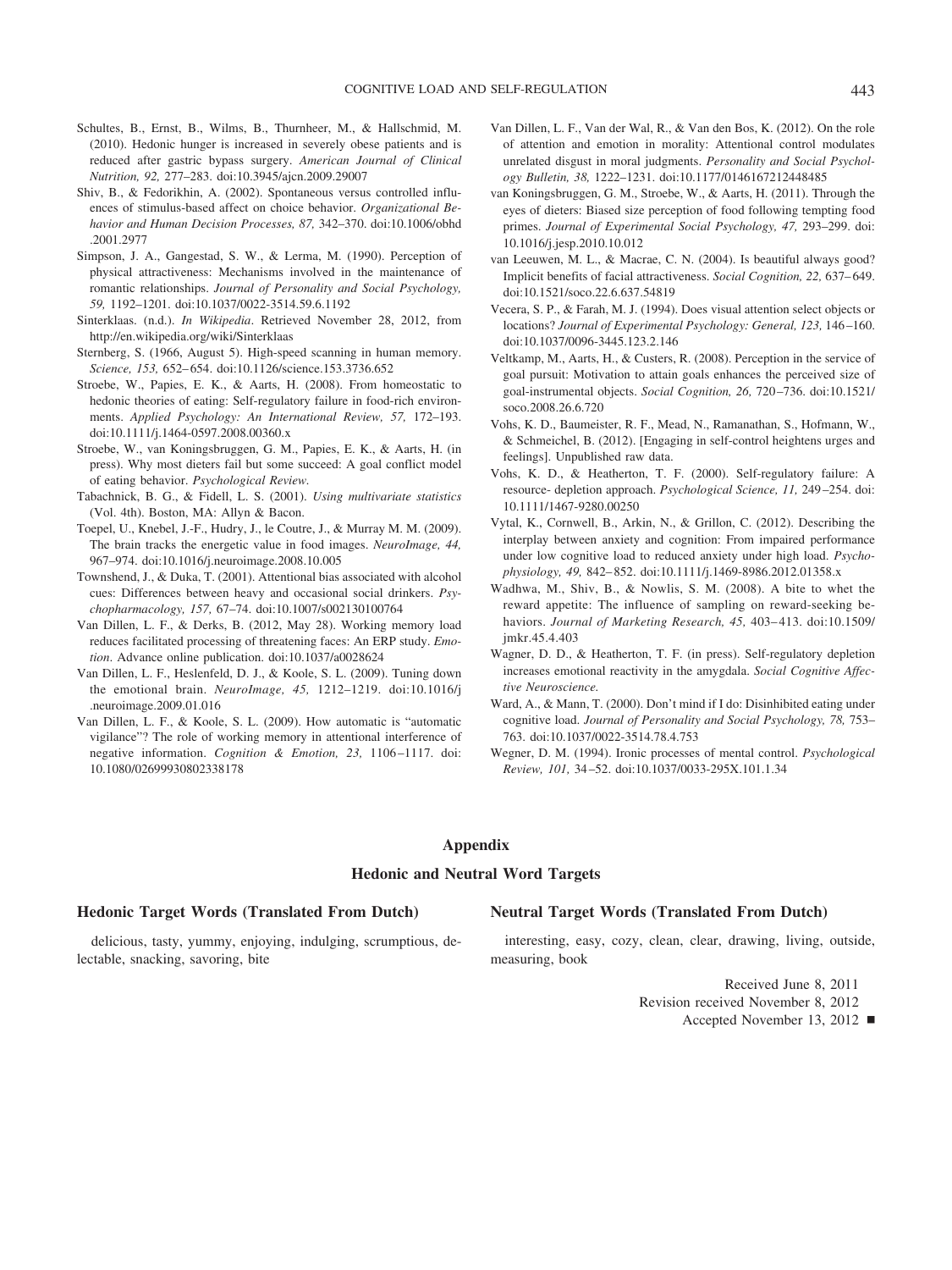Schultes, B., Ernst, B., Wilms, B., Thurnheer, M., & Hallschmid, M. (2010). Hedonic hunger is increased in severely obese patients and is reduced after gastric bypass surgery. *American Journal of Clinical Nutrition, 92,* 277–283. doi:10.3945/ajcn.2009.29007

Shiv, B., & Fedorikhin, A. (2002). Spontaneous versus controlled influences of stimulus-based affect on choice behavior. *Organizational Behavior and Human Decision Processes, 87,* 342–370. doi:10.1006/obhd.2001.2977

Simpson, J. A., Gangestad, S. W., & Lerma, M. (1990). Perception of physical attractiveness: Mechanisms involved in the maintenance of romantic relationships. *Journal of Personality and Social Psychology, 59,* 1192–1201. doi:10.1037/0022-3514.59.6.1192

Sinterklaas. (n.d.). *In Wikipedia*. Retrieved November 28, 2012, from http://en.wikipedia.org/wiki/Sinterklaas

Sternberg, S. (1966, August 5). High-speed scanning in human memory. *Science, 153,* 652–654. doi:10.1126/science.153.3736.652

Stroebe, W., Papies, E. K., & Aarts, H. (2008). From homeostatic to hedonic theories of eating: Self-regulatory failure in food-rich environments. *Applied Psychology: An International Review, 57,* 172–193. doi:10.1111/j.1464-0597.2008.00360.x

Stroebe, W., van Koningsbruggen, G. M., Papies, E. K., & Aarts, H. (in press). Why most dieters fail but some succeed: A goal conflict model of eating behavior. *Psychological Review*.

Tabachnick, B. G., & Fidell, L. S. (2001). *Using multivariate statistics* (Vol. 4th). Boston, MA: Allyn & Bacon.

Toepel, U., Knebel, J.-F., Hudry, J., le Coutre, J., & Murray M. M. (2009). The brain tracks the energetic value in food images. *NeuroImage, 44,* 967–974. doi:10.1016/j.neuroimage.2008.10.005

Townshend, J., & Duka, T. (2001). Attentional bias associated with alcohol cues: Differences between heavy and occasional social drinkers. *Psychopharmacology, 157,* 67–74. doi:10.1007/s002130100764

Van Dillen, L. F., & Derks, B. (2012, May 28). Working memory load reduces facilitated processing of threatening faces: An ERP study. *Emotion*. Advance online publication. doi:10.1037/a0028624

Van Dillen, L. F., Heslenfeld, D. J., & Koole, S. L. (2009). Tuning down the emotional brain. *NeuroImage, 45,* 1212–1219. doi:10.1016/j.neuroimage.2009.01.016

Van Dillen, L. F., & Koole, S. L. (2009). How automatic is "automatic vigilance"? The role of working memory in attentional interference of negative information. *Cognition & Emotion, 23,* 1106–1117. doi:10.1080/02699930802338178

Van Dillen, L. F., Van der Wal, R., & Van den Bos, K. (2012). On the role of attention and emotion in morality: Attentional control modulates unrelated disgust in moral judgments. *Personality and Social Psychology Bulletin, 38,* 1222–1231. doi:10.1177/0146167212448485

van Koningsbruggen, G. M., Stroebe, W., & Aarts, H. (2011). Through the eyes of dieters: Biased size perception of food following tempting food primes. *Journal of Experimental Social Psychology, 47,* 293–299. doi:10.1016/j.jesp.2010.10.012

van Leeuwen, M. L., & Macrae, C. N. (2004). Is beautiful always good? Implicit benefits of facial attractiveness. *Social Cognition, 22,* 637–649. doi:10.1521/soco.22.6.637.54819

Vecera, S. P., & Farah, M. J. (1994). Does visual attention select objects or locations? *Journal of Experimental Psychology: General, 123,* 146–160. doi:10.1037/0096-3445.123.2.146

Veltkamp, M., Aarts, H., & Custers, R. (2008). Perception in the service of goal pursuit: Motivation to attain goals enhances the perceived size of goal-instrumental objects. *Social Cognition, 26,* 720–736. doi:10.1521/soco.2008.26.6.720

Vohs, K. D., Baumeister, R. F., Mead, N., Ramanathan, S., Hofmann, W., & Schmeichel, B. (2012). [Engaging in self-control heightens urges and feelings]. Unpublished raw data.

Vohs, K. D., & Heatherton, T. F. (2000). Self-regulatory failure: A resource- depletion approach. *Psychological Science, 11,* 249–254. doi:10.1111/1467-9280.00250

Vytal, K., Cornwell, B., Arkin, N., & Grillon, C. (2012). Describing the interplay between anxiety and cognition: From impaired performance under low cognitive load to reduced anxiety under high load. *Psychophysiology, 49,* 842–852. doi:10.1111/j.1469-8986.2012.01358.x

Wadhwa, M., Shiv, B., & Nowlis, S. M. (2008). A bite to whet the reward appetite: The influence of sampling on reward-seeking behaviors. *Journal of Marketing Research, 45,* 403–413. doi:10.1509/jmkr.45.4.403

Wagner, D. D., & Heatherton, T. F. (in press). Self-regulatory depletion increases emotional reactivity in the amygdala. *Social Cognitive Affective Neuroscience.*

Ward, A., & Mann, T. (2000). Don't mind if I do: Disinhibited eating under cognitive load. *Journal of Personality and Social Psychology, 78,* 753–763. doi:10.1037/0022-3514.78.4.753

Wegner, D. M. (1994). Ironic processes of mental control. *Psychological Review, 101,* 34–52. doi:10.1037/0033-295X.101.1.34

## Appendix

## Hedonic and Neutral Word Targets

### Hedonic Target Words (Translated From Dutch)

delicious, tasty, yummy, enjoying, indulging, scrumptious, delectable, snacking, savoring, bite

### Neutral Target Words (Translated From Dutch)

interesting, easy, cozy, clean, clear, drawing, living, outside, measuring, book

Received June 8, 2011
Revision received November 8, 2012
Accepted November 13, 2012 ■